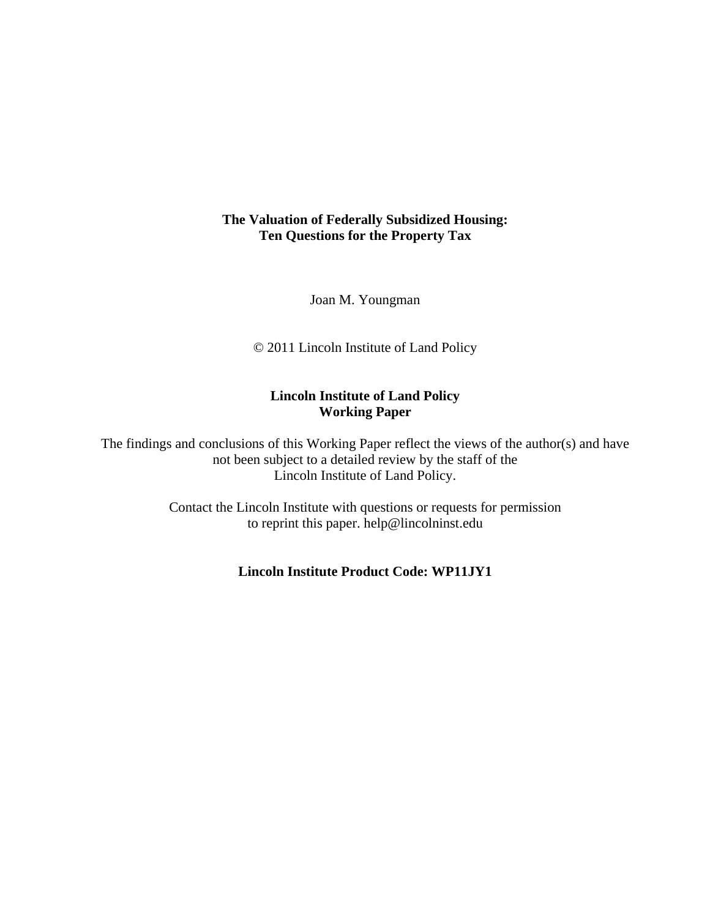# The Valuation of Federally Subsidized Housing: Ten Questions for the Property Tax

Joan M. Youngman

© 2011 Lincoln Institute of Land Policy

**Lincoln Institute of Land Policy**
**Working Paper**

The findings and conclusions of this Working Paper reflect the views of the author(s) and have not been subject to a detailed review by the staff of the Lincoln Institute of Land Policy.

Contact the Lincoln Institute with questions or requests for permission to reprint this paper. help@lincolninst.edu

**Lincoln Institute Product Code: WP11JY1**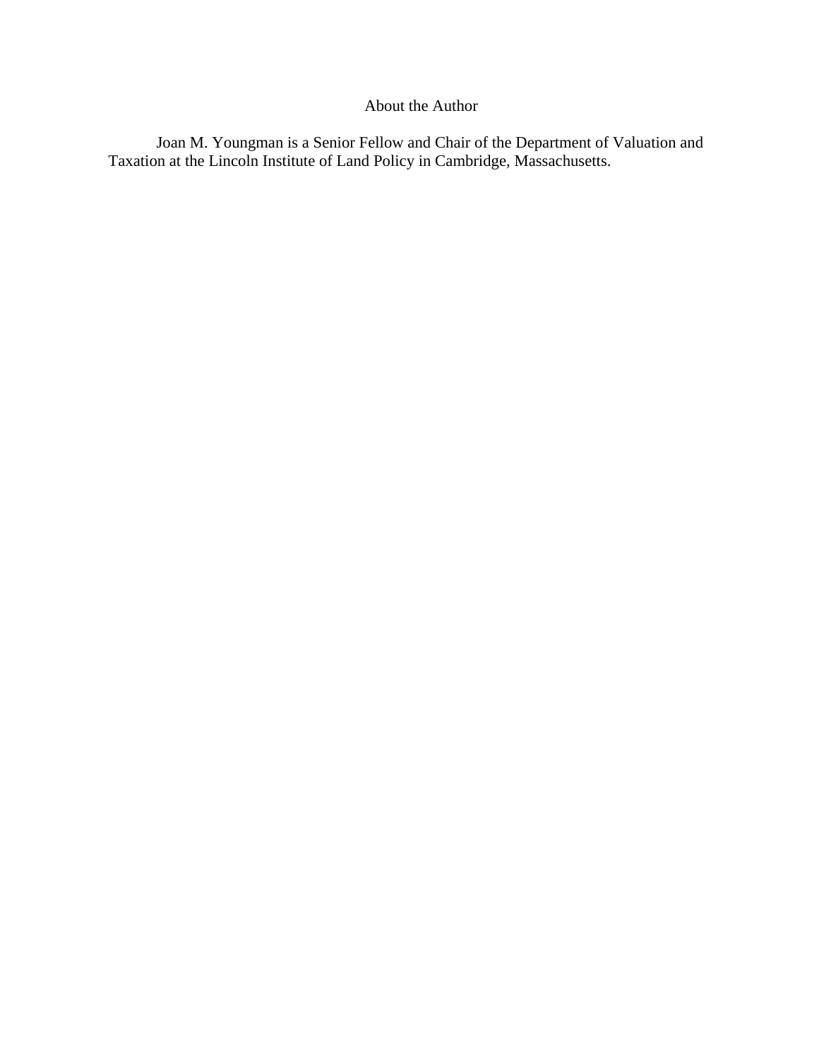## About the Author

Joan M. Youngman is a Senior Fellow and Chair of the Department of Valuation and Taxation at the Lincoln Institute of Land Policy in Cambridge, Massachusetts.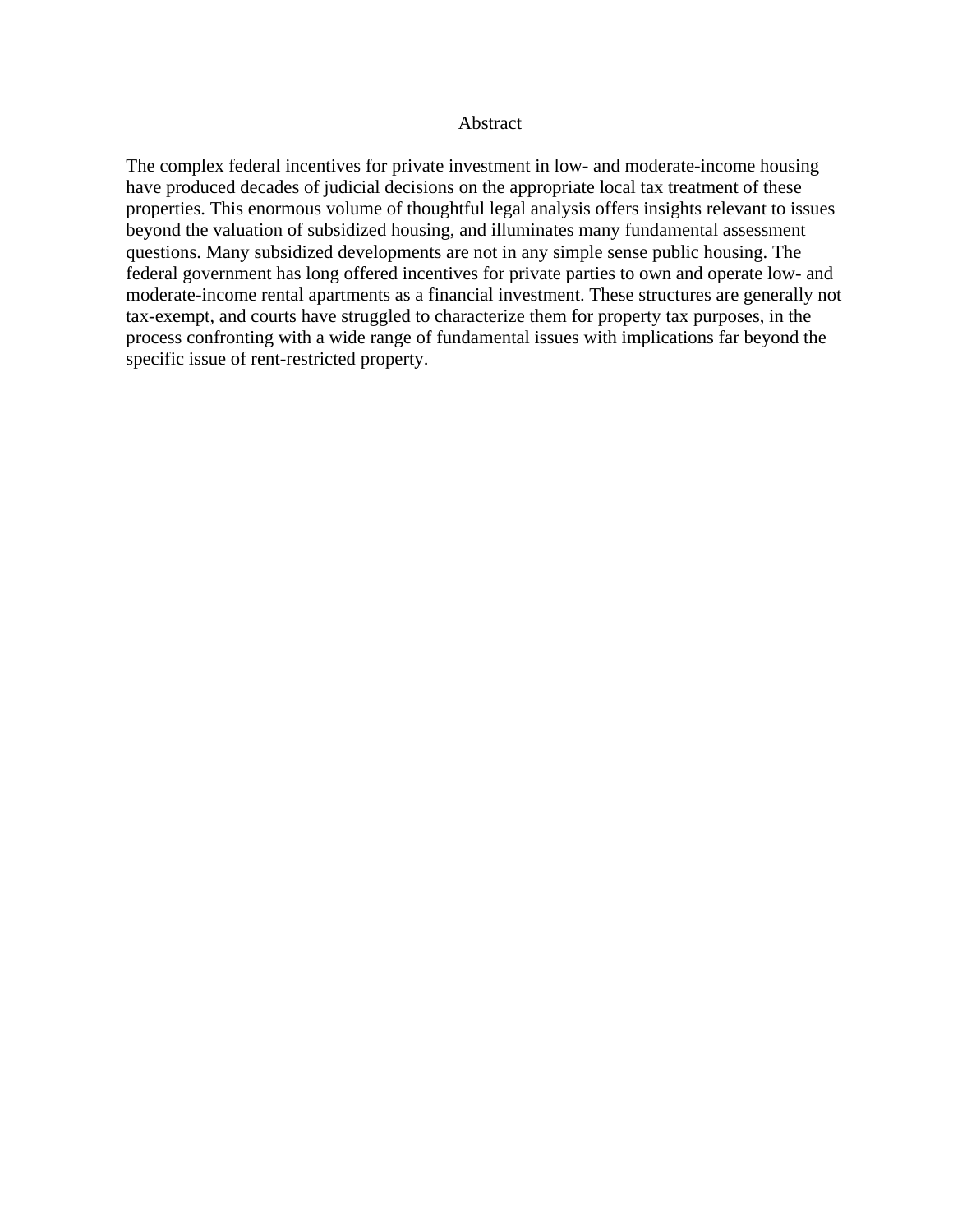## Abstract

The complex federal incentives for private investment in low- and moderate-income housing have produced decades of judicial decisions on the appropriate local tax treatment of these properties. This enormous volume of thoughtful legal analysis offers insights relevant to issues beyond the valuation of subsidized housing, and illuminates many fundamental assessment questions. Many subsidized developments are not in any simple sense public housing. The federal government has long offered incentives for private parties to own and operate low- and moderate-income rental apartments as a financial investment. These structures are generally not tax-exempt, and courts have struggled to characterize them for property tax purposes, in the process confronting with a wide range of fundamental issues with implications far beyond the specific issue of rent-restricted property.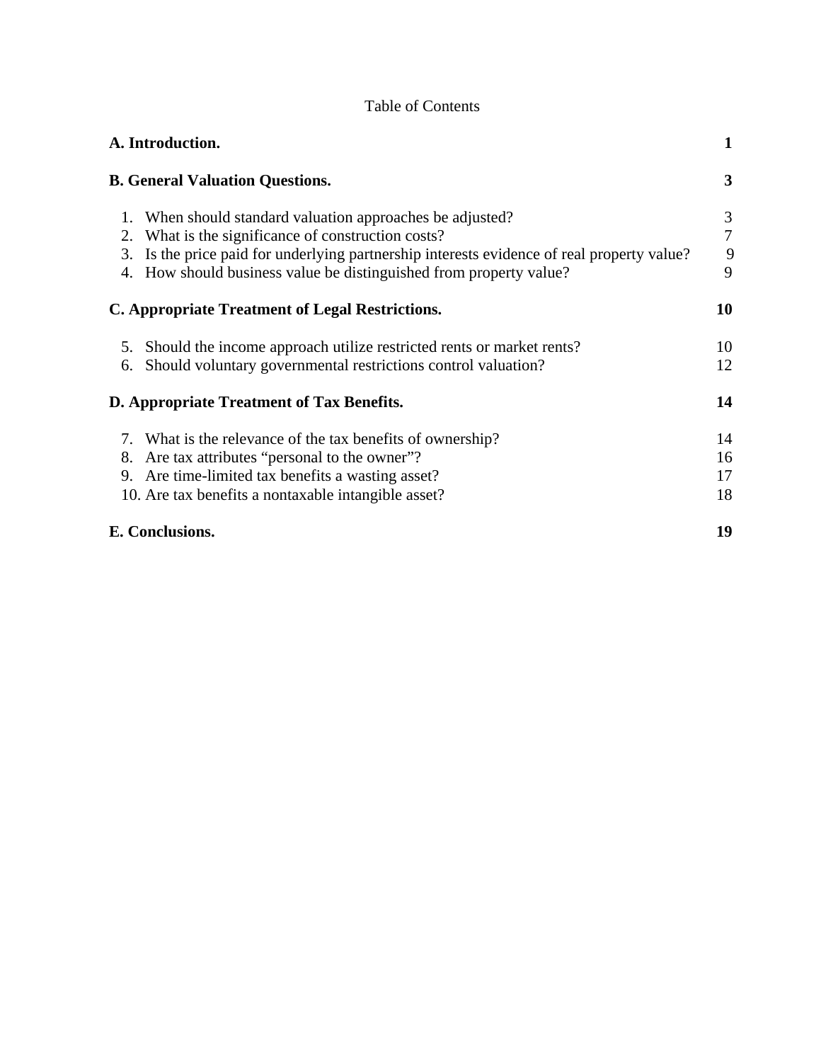Table of Contents

| | |
|---|---|
| **A. Introduction.** | **1** |
| **B. General Valuation Questions.** | **3** |
| 1. When should standard valuation approaches be adjusted? | 3 |
| 2. What is the significance of construction costs? | 7 |
| 3. Is the price paid for underlying partnership interests evidence of real property value? | 9 |
| 4. How should business value be distinguished from property value? | 9 |
| **C. Appropriate Treatment of Legal Restrictions.** | **10** |
| 5. Should the income approach utilize restricted rents or market rents? | 10 |
| 6. Should voluntary governmental restrictions control valuation? | 12 |
| **D. Appropriate Treatment of Tax Benefits.** | **14** |
| 7. What is the relevance of the tax benefits of ownership? | 14 |
| 8. Are tax attributes "personal to the owner"? | 16 |
| 9. Are time-limited tax benefits a wasting asset? | 17 |
| 10. Are tax benefits a nontaxable intangible asset? | 18 |
| **E. Conclusions.** | **19** |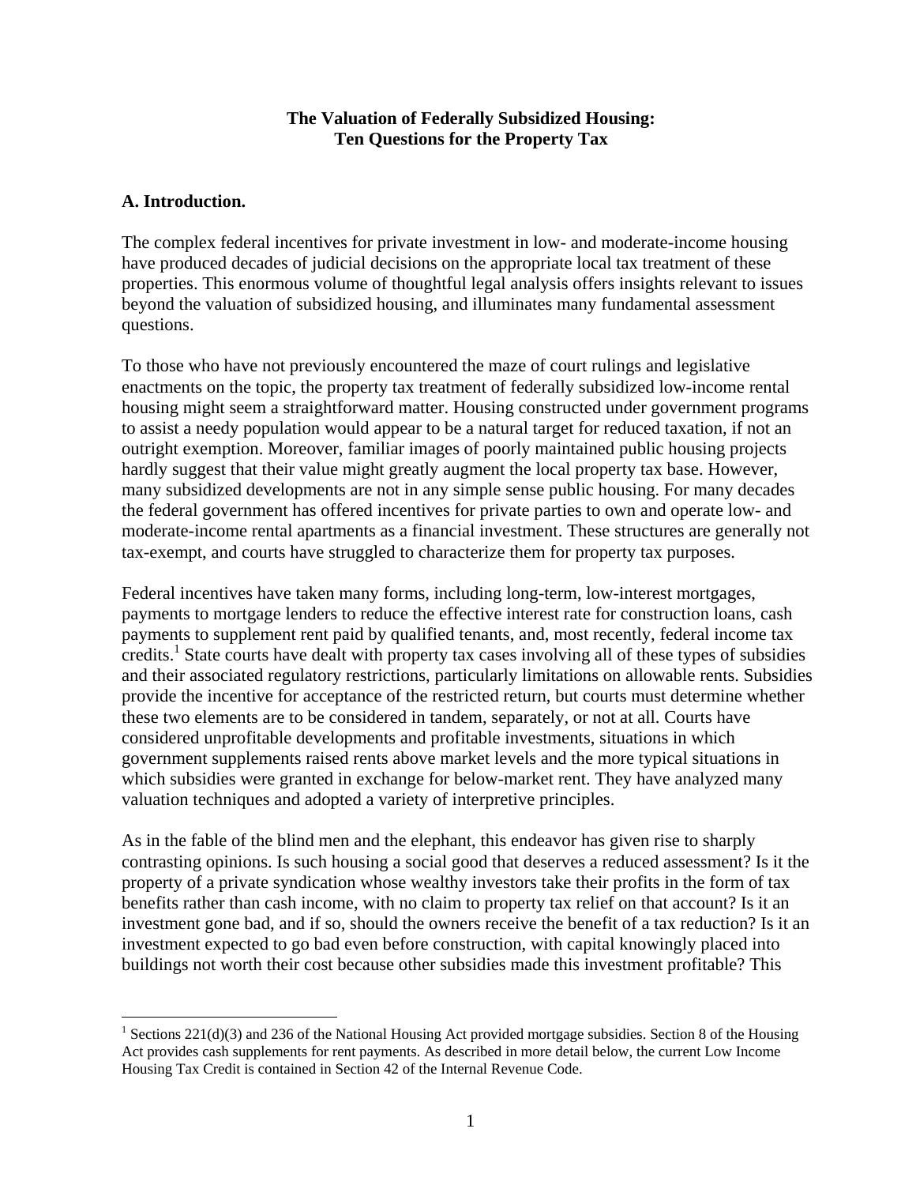**The Valuation of Federally Subsidized Housing: Ten Questions for the Property Tax**

## A. Introduction.

The complex federal incentives for private investment in low- and moderate-income housing have produced decades of judicial decisions on the appropriate local tax treatment of these properties. This enormous volume of thoughtful legal analysis offers insights relevant to issues beyond the valuation of subsidized housing, and illuminates many fundamental assessment questions.

To those who have not previously encountered the maze of court rulings and legislative enactments on the topic, the property tax treatment of federally subsidized low-income rental housing might seem a straightforward matter. Housing constructed under government programs to assist a needy population would appear to be a natural target for reduced taxation, if not an outright exemption. Moreover, familiar images of poorly maintained public housing projects hardly suggest that their value might greatly augment the local property tax base. However, many subsidized developments are not in any simple sense public housing. For many decades the federal government has offered incentives for private parties to own and operate low- and moderate-income rental apartments as a financial investment. These structures are generally not tax-exempt, and courts have struggled to characterize them for property tax purposes.

Federal incentives have taken many forms, including long-term, low-interest mortgages, payments to mortgage lenders to reduce the effective interest rate for construction loans, cash payments to supplement rent paid by qualified tenants, and, most recently, federal income tax credits.[1] State courts have dealt with property tax cases involving all of these types of subsidies and their associated regulatory restrictions, particularly limitations on allowable rents. Subsidies provide the incentive for acceptance of the restricted return, but courts must determine whether these two elements are to be considered in tandem, separately, or not at all. Courts have considered unprofitable developments and profitable investments, situations in which government supplements raised rents above market levels and the more typical situations in which subsidies were granted in exchange for below-market rent. They have analyzed many valuation techniques and adopted a variety of interpretive principles.

As in the fable of the blind men and the elephant, this endeavor has given rise to sharply contrasting opinions. Is such housing a social good that deserves a reduced assessment? Is it the property of a private syndication whose wealthy investors take their profits in the form of tax benefits rather than cash income, with no claim to property tax relief on that account? Is it an investment gone bad, and if so, should the owners receive the benefit of a tax reduction? Is it an investment expected to go bad even before construction, with capital knowingly placed into buildings not worth their cost because other subsidies made this investment profitable? This

[1] Sections 221(d)(3) and 236 of the National Housing Act provided mortgage subsidies. Section 8 of the Housing Act provides cash supplements for rent payments. As described in more detail below, the current Low Income Housing Tax Credit is contained in Section 42 of the Internal Revenue Code.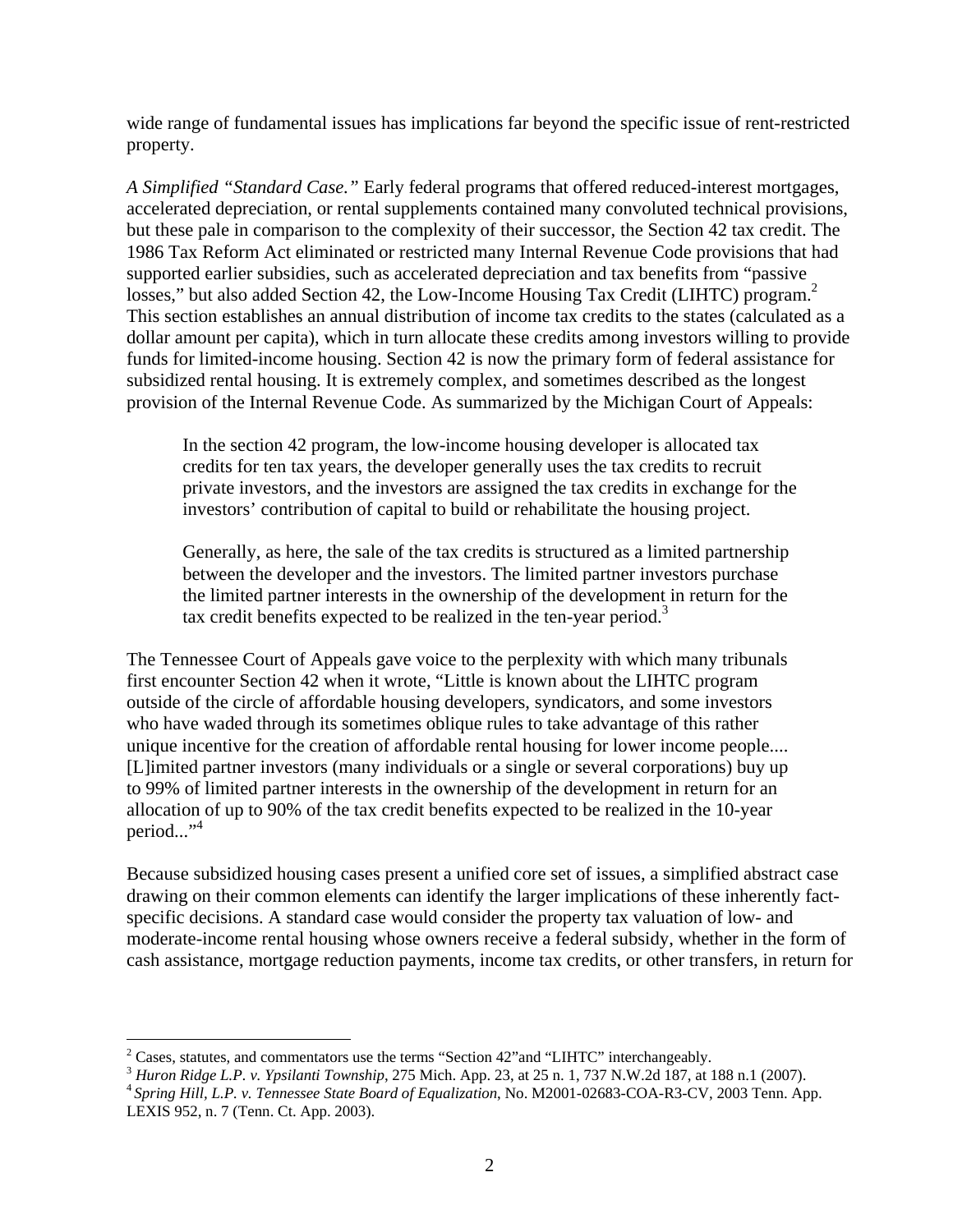wide range of fundamental issues has implications far beyond the specific issue of rent-restricted property.

*A Simplified "Standard Case."* Early federal programs that offered reduced-interest mortgages, accelerated depreciation, or rental supplements contained many convoluted technical provisions, but these pale in comparison to the complexity of their successor, the Section 42 tax credit. The 1986 Tax Reform Act eliminated or restricted many Internal Revenue Code provisions that had supported earlier subsidies, such as accelerated depreciation and tax benefits from "passive losses," but also added Section 42, the Low-Income Housing Tax Credit (LIHTC) program.[2] This section establishes an annual distribution of income tax credits to the states (calculated as a dollar amount per capita), which in turn allocate these credits among investors willing to provide funds for limited-income housing. Section 42 is now the primary form of federal assistance for subsidized rental housing. It is extremely complex, and sometimes described as the longest provision of the Internal Revenue Code. As summarized by the Michigan Court of Appeals:

> In the section 42 program, the low-income housing developer is allocated tax credits for ten tax years, the developer generally uses the tax credits to recruit private investors, and the investors are assigned the tax credits in exchange for the investors' contribution of capital to build or rehabilitate the housing project.
>
> Generally, as here, the sale of the tax credits is structured as a limited partnership between the developer and the investors. The limited partner investors purchase the limited partner interests in the ownership of the development in return for the tax credit benefits expected to be realized in the ten-year period.[3]

The Tennessee Court of Appeals gave voice to the perplexity with which many tribunals first encounter Section 42 when it wrote, "Little is known about the LIHTC program outside of the circle of affordable housing developers, syndicators, and some investors who have waded through its sometimes oblique rules to take advantage of this rather unique incentive for the creation of affordable rental housing for lower income people.... [L]imited partner investors (many individuals or a single or several corporations) buy up to 99% of limited partner interests in the ownership of the development in return for an allocation of up to 90% of the tax credit benefits expected to be realized in the 10-year period..."[4]

Because subsidized housing cases present a unified core set of issues, a simplified abstract case drawing on their common elements can identify the larger implications of these inherently fact-specific decisions. A standard case would consider the property tax valuation of low- and moderate-income rental housing whose owners receive a federal subsidy, whether in the form of cash assistance, mortgage reduction payments, income tax credits, or other transfers, in return for

---

[2] Cases, statutes, and commentators use the terms "Section 42"and "LIHTC" interchangeably.

[3] *Huron Ridge L.P. v. Ypsilanti Township*, 275 Mich. App. 23, at 25 n. 1, 737 N.W.2d 187, at 188 n.1 (2007).

[4] *Spring Hill, L.P. v. Tennessee State Board of Equalization*, No. M2001-02683-COA-R3-CV, 2003 Tenn. App. LEXIS 952, n. 7 (Tenn. Ct. App. 2003).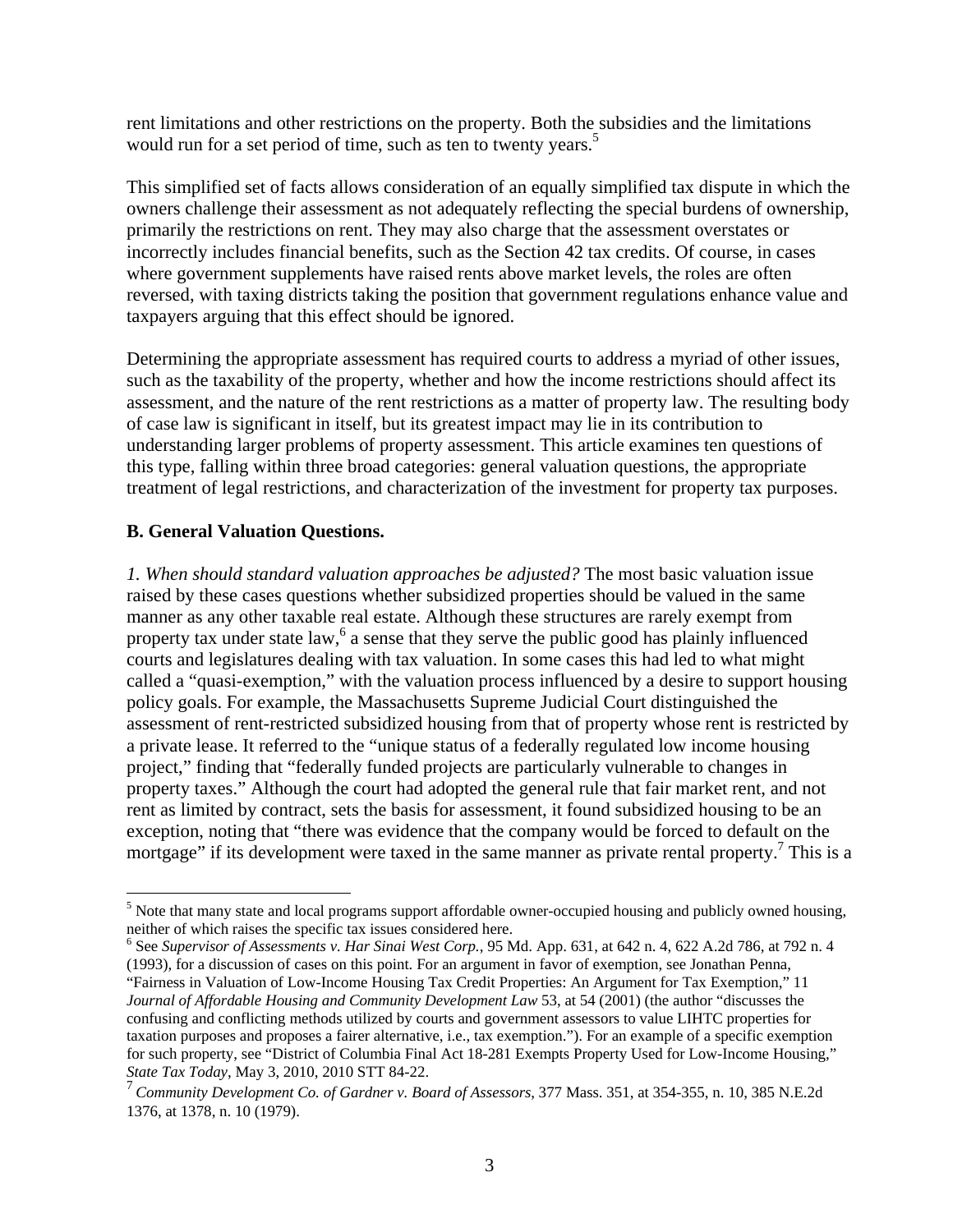rent limitations and other restrictions on the property. Both the subsidies and the limitations would run for a set period of time, such as ten to twenty years.[5]

This simplified set of facts allows consideration of an equally simplified tax dispute in which the owners challenge their assessment as not adequately reflecting the special burdens of ownership, primarily the restrictions on rent. They may also charge that the assessment overstates or incorrectly includes financial benefits, such as the Section 42 tax credits. Of course, in cases where government supplements have raised rents above market levels, the roles are often reversed, with taxing districts taking the position that government regulations enhance value and taxpayers arguing that this effect should be ignored.

Determining the appropriate assessment has required courts to address a myriad of other issues, such as the taxability of the property, whether and how the income restrictions should affect its assessment, and the nature of the rent restrictions as a matter of property law. The resulting body of case law is significant in itself, but its greatest impact may lie in its contribution to understanding larger problems of property assessment. This article examines ten questions of this type, falling within three broad categories: general valuation questions, the appropriate treatment of legal restrictions, and characterization of the investment for property tax purposes.

### B. General Valuation Questions.

*1. When should standard valuation approaches be adjusted?* The most basic valuation issue raised by these cases questions whether subsidized properties should be valued in the same manner as any other taxable real estate. Although these structures are rarely exempt from property tax under state law,[6] a sense that they serve the public good has plainly influenced courts and legislatures dealing with tax valuation. In some cases this had led to what might called a "quasi-exemption," with the valuation process influenced by a desire to support housing policy goals. For example, the Massachusetts Supreme Judicial Court distinguished the assessment of rent-restricted subsidized housing from that of property whose rent is restricted by a private lease. It referred to the "unique status of a federally regulated low income housing project," finding that "federally funded projects are particularly vulnerable to changes in property taxes." Although the court had adopted the general rule that fair market rent, and not rent as limited by contract, sets the basis for assessment, it found subsidized housing to be an exception, noting that "there was evidence that the company would be forced to default on the mortgage" if its development were taxed in the same manner as private rental property.[7] This is a

---

[5] Note that many state and local programs support affordable owner-occupied housing and publicly owned housing, neither of which raises the specific tax issues considered here.

[6] See *Supervisor of Assessments v. Har Sinai West Corp.*, 95 Md. App. 631, at 642 n. 4, 622 A.2d 786, at 792 n. 4 (1993), for a discussion of cases on this point. For an argument in favor of exemption, see Jonathan Penna, "Fairness in Valuation of Low-Income Housing Tax Credit Properties: An Argument for Tax Exemption," 11 *Journal of Affordable Housing and Community Development Law* 53, at 54 (2001) (the author "discusses the confusing and conflicting methods utilized by courts and government assessors to value LIHTC properties for taxation purposes and proposes a fairer alternative, i.e., tax exemption."). For an example of a specific exemption for such property, see "District of Columbia Final Act 18-281 Exempts Property Used for Low-Income Housing," *State Tax Today*, May 3, 2010, 2010 STT 84-22.

[7] *Community Development Co. of Gardner v. Board of Assessors*, 377 Mass. 351, at 354-355, n. 10, 385 N.E.2d 1376, at 1378, n. 10 (1979).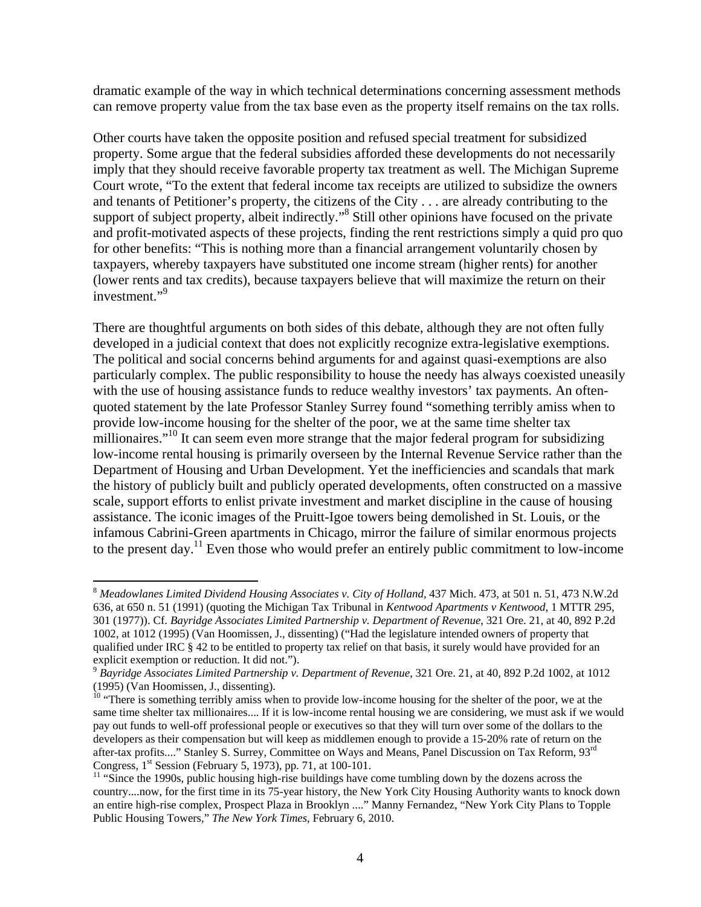dramatic example of the way in which technical determinations concerning assessment methods can remove property value from the tax base even as the property itself remains on the tax rolls.

Other courts have taken the opposite position and refused special treatment for subsidized property. Some argue that the federal subsidies afforded these developments do not necessarily imply that they should receive favorable property tax treatment as well. The Michigan Supreme Court wrote, "To the extent that federal income tax receipts are utilized to subsidize the owners and tenants of Petitioner's property, the citizens of the City . . . are already contributing to the support of subject property, albeit indirectly."[8] Still other opinions have focused on the private and profit-motivated aspects of these projects, finding the rent restrictions simply a quid pro quo for other benefits: "This is nothing more than a financial arrangement voluntarily chosen by taxpayers, whereby taxpayers have substituted one income stream (higher rents) for another (lower rents and tax credits), because taxpayers believe that will maximize the return on their investment."[9]

There are thoughtful arguments on both sides of this debate, although they are not often fully developed in a judicial context that does not explicitly recognize extra-legislative exemptions. The political and social concerns behind arguments for and against quasi-exemptions are also particularly complex. The public responsibility to house the needy has always coexisted uneasily with the use of housing assistance funds to reduce wealthy investors' tax payments. An often-quoted statement by the late Professor Stanley Surrey found "something terribly amiss when to provide low-income housing for the shelter of the poor, we at the same time shelter tax millionaires."[10] It can seem even more strange that the major federal program for subsidizing low-income rental housing is primarily overseen by the Internal Revenue Service rather than the Department of Housing and Urban Development. Yet the inefficiencies and scandals that mark the history of publicly built and publicly operated developments, often constructed on a massive scale, support efforts to enlist private investment and market discipline in the cause of housing assistance. The iconic images of the Pruitt-Igoe towers being demolished in St. Louis, or the infamous Cabrini-Green apartments in Chicago, mirror the failure of similar enormous projects to the present day.[11] Even those who would prefer an entirely public commitment to low-income

---

[8] *Meadowlanes Limited Dividend Housing Associates v. City of Holland*, 437 Mich. 473, at 501 n. 51, 473 N.W.2d 636, at 650 n. 51 (1991) (quoting the Michigan Tax Tribunal in *Kentwood Apartments v Kentwood*, 1 MTTR 295, 301 (1977)). Cf. *Bayridge Associates Limited Partnership v. Department of Revenue*, 321 Ore. 21, at 40, 892 P.2d 1002, at 1012 (1995) (Van Hoomissen, J., dissenting) ("Had the legislature intended owners of property that qualified under IRC § 42 to be entitled to property tax relief on that basis, it surely would have provided for an explicit exemption or reduction. It did not.").

[9] *Bayridge Associates Limited Partnership v. Department of Revenue*, 321 Ore. 21, at 40, 892 P.2d 1002, at 1012 (1995) (Van Hoomissen, J., dissenting).

[10] "There is something terribly amiss when to provide low-income housing for the shelter of the poor, we at the same time shelter tax millionaires.... If it is low-income rental housing we are considering, we must ask if we would pay out funds to well-off professional people or executives so that they will turn over some of the dollars to the developers as their compensation but will keep as middlemen enough to provide a 15-20% rate of return on the after-tax profits...." Stanley S. Surrey, Committee on Ways and Means, Panel Discussion on Tax Reform, 93rd Congress, 1st Session (February 5, 1973), pp. 71, at 100-101.

[11] "Since the 1990s, public housing high-rise buildings have come tumbling down by the dozens across the country....now, for the first time in its 75-year history, the New York City Housing Authority wants to knock down an entire high-rise complex, Prospect Plaza in Brooklyn ...." Manny Fernandez, "New York City Plans to Topple Public Housing Towers," *The New York Times*, February 6, 2010.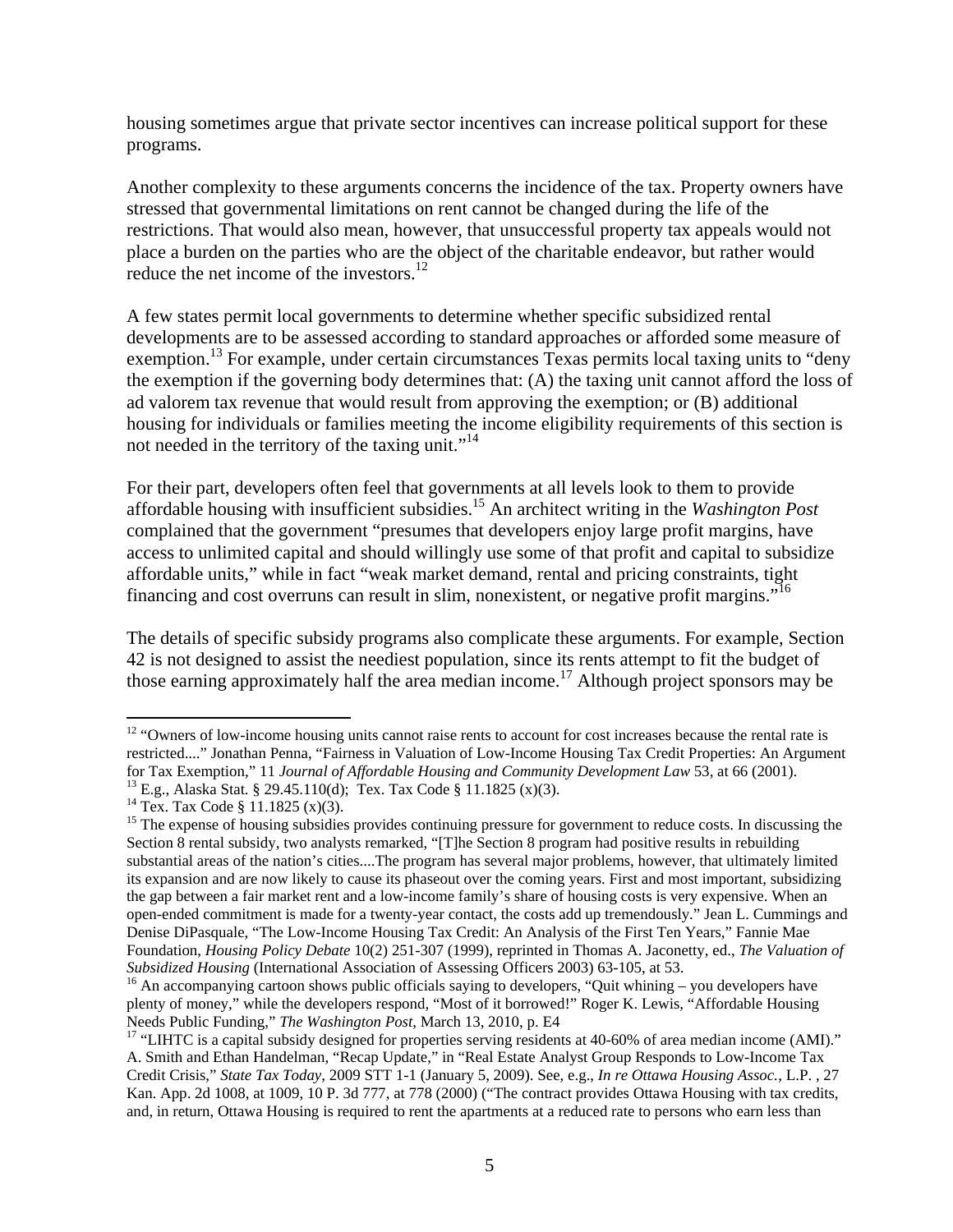housing sometimes argue that private sector incentives can increase political support for these programs.

Another complexity to these arguments concerns the incidence of the tax. Property owners have stressed that governmental limitations on rent cannot be changed during the life of the restrictions. That would also mean, however, that unsuccessful property tax appeals would not place a burden on the parties who are the object of the charitable endeavor, but rather would reduce the net income of the investors.[12]

A few states permit local governments to determine whether specific subsidized rental developments are to be assessed according to standard approaches or afforded some measure of exemption.[13] For example, under certain circumstances Texas permits local taxing units to "deny the exemption if the governing body determines that: (A) the taxing unit cannot afford the loss of ad valorem tax revenue that would result from approving the exemption; or (B) additional housing for individuals or families meeting the income eligibility requirements of this section is not needed in the territory of the taxing unit."[14]

For their part, developers often feel that governments at all levels look to them to provide affordable housing with insufficient subsidies.[15] An architect writing in the *Washington Post* complained that the government "presumes that developers enjoy large profit margins, have access to unlimited capital and should willingly use some of that profit and capital to subsidize affordable units," while in fact "weak market demand, rental and pricing constraints, tight financing and cost overruns can result in slim, nonexistent, or negative profit margins."[16]

The details of specific subsidy programs also complicate these arguments. For example, Section 42 is not designed to assist the neediest population, since its rents attempt to fit the budget of those earning approximately half the area median income.[17] Although project sponsors may be

---

[12] "Owners of low-income housing units cannot raise rents to account for cost increases because the rental rate is restricted...." Jonathan Penna, "Fairness in Valuation of Low-Income Housing Tax Credit Properties: An Argument for Tax Exemption," 11 *Journal of Affordable Housing and Community Development Law* 53, at 66 (2001).

[13] E.g., Alaska Stat. § 29.45.110(d); Tex. Tax Code § 11.1825 (x)(3).

[14] Tex. Tax Code § 11.1825 (x)(3).

[15] The expense of housing subsidies provides continuing pressure for government to reduce costs. In discussing the Section 8 rental subsidy, two analysts remarked, "[T]he Section 8 program had positive results in rebuilding substantial areas of the nation's cities....The program has several major problems, however, that ultimately limited its expansion and are now likely to cause its phaseout over the coming years. First and most important, subsidizing the gap between a fair market rent and a low-income family's share of housing costs is very expensive. When an open-ended commitment is made for a twenty-year contact, the costs add up tremendously." Jean L. Cummings and Denise DiPasquale, "The Low-Income Housing Tax Credit: An Analysis of the First Ten Years," Fannie Mae Foundation, *Housing Policy Debate* 10(2) 251-307 (1999), reprinted in Thomas A. Jaconetty, ed., *The Valuation of Subsidized Housing* (International Association of Assessing Officers 2003) 63-105, at 53.

[16] An accompanying cartoon shows public officials saying to developers, "Quit whining – you developers have plenty of money," while the developers respond, "Most of it borrowed!" Roger K. Lewis, "Affordable Housing Needs Public Funding," *The Washington Post*, March 13, 2010, p. E4

[17] "LIHTC is a capital subsidy designed for properties serving residents at 40-60% of area median income (AMI)." A. Smith and Ethan Handelman, "Recap Update," in "Real Estate Analyst Group Responds to Low-Income Tax Credit Crisis," *State Tax Today*, 2009 STT 1-1 (January 5, 2009). See, e.g., *In re Ottawa Housing Assoc.*, L.P. , 27 Kan. App. 2d 1008, at 1009, 10 P. 3d 777, at 778 (2000) ("The contract provides Ottawa Housing with tax credits, and, in return, Ottawa Housing is required to rent the apartments at a reduced rate to persons who earn less than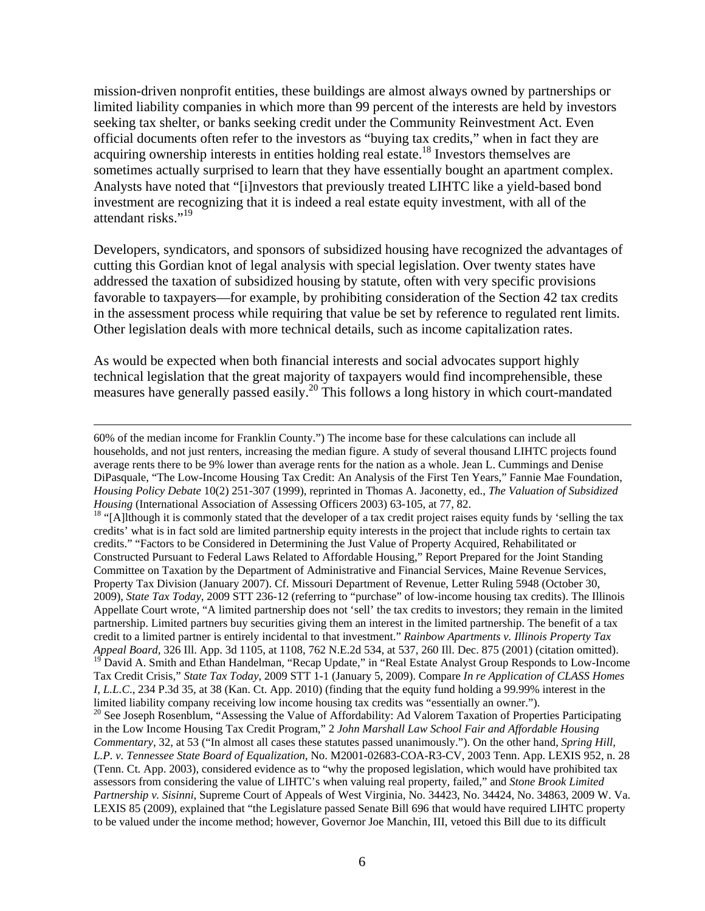mission-driven nonprofit entities, these buildings are almost always owned by partnerships or limited liability companies in which more than 99 percent of the interests are held by investors seeking tax shelter, or banks seeking credit under the Community Reinvestment Act. Even official documents often refer to the investors as "buying tax credits," when in fact they are acquiring ownership interests in entities holding real estate.[18] Investors themselves are sometimes actually surprised to learn that they have essentially bought an apartment complex. Analysts have noted that "[i]nvestors that previously treated LIHTC like a yield-based bond investment are recognizing that it is indeed a real estate equity investment, with all of the attendant risks."[19]

Developers, syndicators, and sponsors of subsidized housing have recognized the advantages of cutting this Gordian knot of legal analysis with special legislation. Over twenty states have addressed the taxation of subsidized housing by statute, often with very specific provisions favorable to taxpayers—for example, by prohibiting consideration of the Section 42 tax credits in the assessment process while requiring that value be set by reference to regulated rent limits. Other legislation deals with more technical details, such as income capitalization rates.

As would be expected when both financial interests and social advocates support highly technical legislation that the great majority of taxpayers would find incomprehensible, these measures have generally passed easily.[20] This follows a long history in which court-mandated

---

60% of the median income for Franklin County.") The income base for these calculations can include all households, and not just renters, increasing the median figure. A study of several thousand LIHTC projects found average rents there to be 9% lower than average rents for the nation as a whole. Jean L. Cummings and Denise DiPasquale, "The Low-Income Housing Tax Credit: An Analysis of the First Ten Years," Fannie Mae Foundation, *Housing Policy Debate* 10(2) 251-307 (1999), reprinted in Thomas A. Jaconetty, ed., *The Valuation of Subsidized Housing* (International Association of Assessing Officers 2003) 63-105, at 77, 82.

[18] "[A]lthough it is commonly stated that the developer of a tax credit project raises equity funds by 'selling the tax credits' what is in fact sold are limited partnership equity interests in the project that include rights to certain tax credits." "Factors to be Considered in Determining the Just Value of Property Acquired, Rehabilitated or Constructed Pursuant to Federal Laws Related to Affordable Housing," Report Prepared for the Joint Standing Committee on Taxation by the Department of Administrative and Financial Services, Maine Revenue Services, Property Tax Division (January 2007). Cf. Missouri Department of Revenue, Letter Ruling 5948 (October 30, 2009), *State Tax Today*, 2009 STT 236-12 (referring to "purchase" of low-income housing tax credits). The Illinois Appellate Court wrote, "A limited partnership does not 'sell' the tax credits to investors; they remain in the limited partnership. Limited partners buy securities giving them an interest in the limited partnership. The benefit of a tax credit to a limited partner is entirely incidental to that investment." *Rainbow Apartments v. Illinois Property Tax Appeal Board*, 326 Ill. App. 3d 1105, at 1108, 762 N.E.2d 534, at 537, 260 Ill. Dec. 875 (2001) (citation omitted).

[19] David A. Smith and Ethan Handelman, "Recap Update," in "Real Estate Analyst Group Responds to Low-Income Tax Credit Crisis," *State Tax Today*, 2009 STT 1-1 (January 5, 2009). Compare *In re Application of CLASS Homes I, L.L.C.*, 234 P.3d 35, at 38 (Kan. Ct. App. 2010) (finding that the equity fund holding a 99.99% interest in the limited liability company receiving low income housing tax credits was "essentially an owner.").

[20] See Joseph Rosenblum, "Assessing the Value of Affordability: Ad Valorem Taxation of Properties Participating in the Low Income Housing Tax Credit Program," 2 *John Marshall Law School Fair and Affordable Housing Commentary*, 32, at 53 ("In almost all cases these statutes passed unanimously."). On the other hand, *Spring Hill, L.P. v. Tennessee State Board of Equalization*, No. M2001-02683-COA-R3-CV, 2003 Tenn. App. LEXIS 952, n. 28 (Tenn. Ct. App. 2003), considered evidence as to "why the proposed legislation, which would have prohibited tax assessors from considering the value of LIHTC's when valuing real property, failed," and *Stone Brook Limited Partnership v. Sisinni*, Supreme Court of Appeals of West Virginia, No. 34423, No. 34424, No. 34863, 2009 W. Va. LEXIS 85 (2009), explained that "the Legislature passed Senate Bill 696 that would have required LIHTC property to be valued under the income method; however, Governor Joe Manchin, III, vetoed this Bill due to its difficult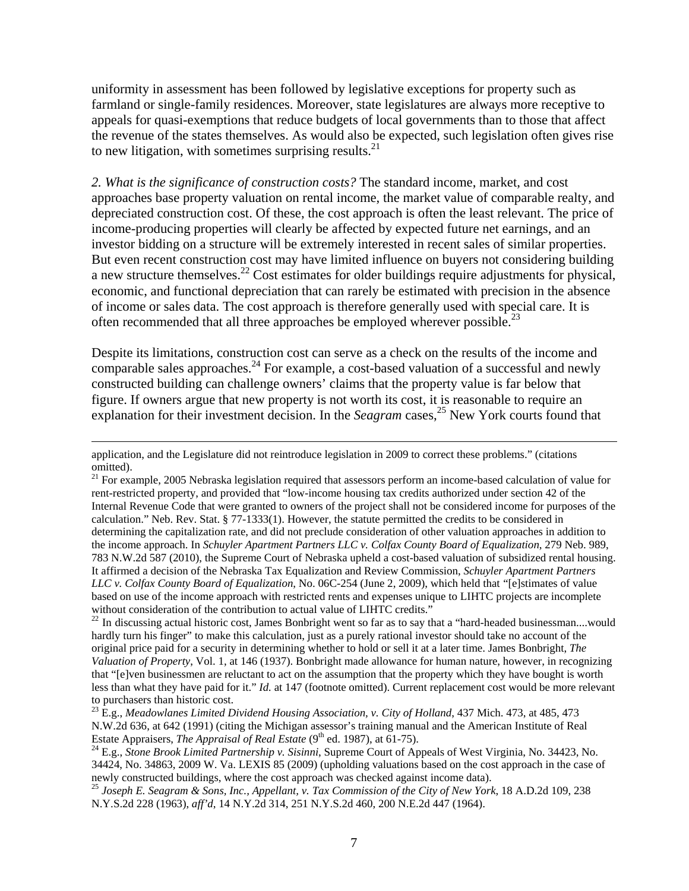uniformity in assessment has been followed by legislative exceptions for property such as farmland or single-family residences. Moreover, state legislatures are always more receptive to appeals for quasi-exemptions that reduce budgets of local governments than to those that affect the revenue of the states themselves. As would also be expected, such legislation often gives rise to new litigation, with sometimes surprising results.[21]

*2. What is the significance of construction costs?* The standard income, market, and cost approaches base property valuation on rental income, the market value of comparable realty, and depreciated construction cost. Of these, the cost approach is often the least relevant. The price of income-producing properties will clearly be affected by expected future net earnings, and an investor bidding on a structure will be extremely interested in recent sales of similar properties. But even recent construction cost may have limited influence on buyers not considering building a new structure themselves.[22] Cost estimates for older buildings require adjustments for physical, economic, and functional depreciation that can rarely be estimated with precision in the absence of income or sales data. The cost approach is therefore generally used with special care. It is often recommended that all three approaches be employed wherever possible.[23]

Despite its limitations, construction cost can serve as a check on the results of the income and comparable sales approaches.[24] For example, a cost-based valuation of a successful and newly constructed building can challenge owners' claims that the property value is far below that figure. If owners argue that new property is not worth its cost, it is reasonable to require an explanation for their investment decision. In the *Seagram* cases,[25] New York courts found that

---

application, and the Legislature did not reintroduce legislation in 2009 to correct these problems." (citations omitted).

[21] For example, 2005 Nebraska legislation required that assessors perform an income-based calculation of value for rent-restricted property, and provided that "low-income housing tax credits authorized under section 42 of the Internal Revenue Code that were granted to owners of the project shall not be considered income for purposes of the calculation." Neb. Rev. Stat. § 77-1333(1). However, the statute permitted the credits to be considered in determining the capitalization rate, and did not preclude consideration of other valuation approaches in addition to the income approach. In *Schuyler Apartment Partners LLC v. Colfax County Board of Equalization*, 279 Neb. 989, 783 N.W.2d 587 (2010), the Supreme Court of Nebraska upheld a cost-based valuation of subsidized rental housing. It affirmed a decision of the Nebraska Tax Equalization and Review Commission, *Schuyler Apartment Partners LLC v. Colfax County Board of Equalization*, No. 06C-254 (June 2, 2009), which held that "[e]stimates of value based on use of the income approach with restricted rents and expenses unique to LIHTC projects are incomplete without consideration of the contribution to actual value of LIHTC credits."

[22] In discussing actual historic cost, James Bonbright went so far as to say that a "hard-headed businessman....would hardly turn his finger" to make this calculation, just as a purely rational investor should take no account of the original price paid for a security in determining whether to hold or sell it at a later time. James Bonbright, *The Valuation of Property*, Vol. 1, at 146 (1937). Bonbright made allowance for human nature, however, in recognizing that "[e]ven businessmen are reluctant to act on the assumption that the property which they have bought is worth less than what they have paid for it." *Id.* at 147 (footnote omitted). Current replacement cost would be more relevant to purchasers than historic cost.

[23] E.g., *Meadowlanes Limited Dividend Housing Association, v. City of Holland*, 437 Mich. 473, at 485, 473 N.W.2d 636, at 642 (1991) (citing the Michigan assessor's training manual and the American Institute of Real Estate Appraisers, *The Appraisal of Real Estate* (9th ed. 1987), at 61-75).

[24] E.g., *Stone Brook Limited Partnership v. Sisinni*, Supreme Court of Appeals of West Virginia, No. 34423, No. 34424, No. 34863, 2009 W. Va. LEXIS 85 (2009) (upholding valuations based on the cost approach in the case of newly constructed buildings, where the cost approach was checked against income data).

[25] *Joseph E. Seagram & Sons, Inc., Appellant, v. Tax Commission of the City of New York*, 18 A.D.2d 109, 238 N.Y.S.2d 228 (1963), *aff'd*, 14 N.Y.2d 314, 251 N.Y.S.2d 460, 200 N.E.2d 447 (1964).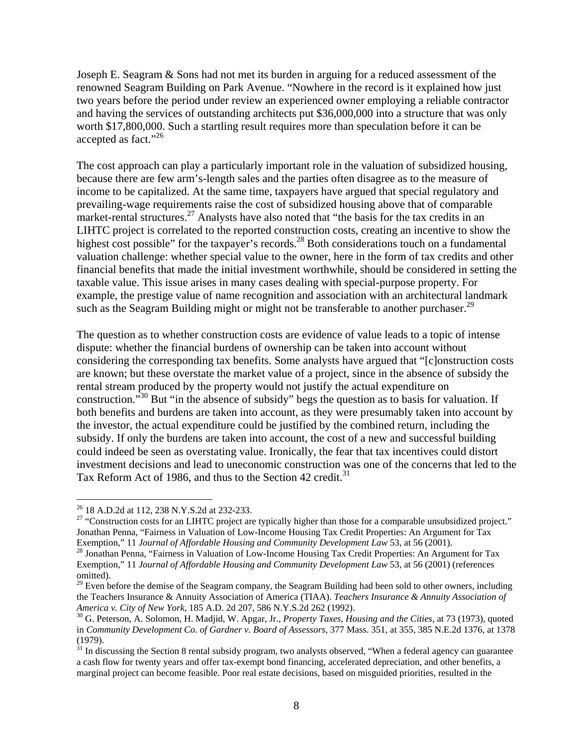Joseph E. Seagram & Sons had not met its burden in arguing for a reduced assessment of the renowned Seagram Building on Park Avenue. "Nowhere in the record is it explained how just two years before the period under review an experienced owner employing a reliable contractor and having the services of outstanding architects put $36,000,000 into a structure that was only worth $17,800,000. Such a startling result requires more than speculation before it can be accepted as fact."[26]

The cost approach can play a particularly important role in the valuation of subsidized housing, because there are few arm's-length sales and the parties often disagree as to the measure of income to be capitalized. At the same time, taxpayers have argued that special regulatory and prevailing-wage requirements raise the cost of subsidized housing above that of comparable market-rental structures.[27] Analysts have also noted that "the basis for the tax credits in an LIHTC project is correlated to the reported construction costs, creating an incentive to show the highest cost possible" for the taxpayer's records.[28] Both considerations touch on a fundamental valuation challenge: whether special value to the owner, here in the form of tax credits and other financial benefits that made the initial investment worthwhile, should be considered in setting the taxable value. This issue arises in many cases dealing with special-purpose property. For example, the prestige value of name recognition and association with an architectural landmark such as the Seagram Building might or might not be transferable to another purchaser.[29]

The question as to whether construction costs are evidence of value leads to a topic of intense dispute: whether the financial burdens of ownership can be taken into account without considering the corresponding tax benefits. Some analysts have argued that "[c]onstruction costs are known; but these overstate the market value of a project, since in the absence of subsidy the rental stream produced by the property would not justify the actual expenditure on construction."[30] But "in the absence of subsidy" begs the question as to basis for valuation. If both benefits and burdens are taken into account, as they were presumably taken into account by the investor, the actual expenditure could be justified by the combined return, including the subsidy. If only the burdens are taken into account, the cost of a new and successful building could indeed be seen as overstating value. Ironically, the fear that tax incentives could distort investment decisions and lead to uneconomic construction was one of the concerns that led to the Tax Reform Act of 1986, and thus to the Section 42 credit.[31]

---

[26] 18 A.D.2d at 112, 238 N.Y.S.2d at 232-233.

[27] "Construction costs for an LIHTC project are typically higher than those for a comparable unsubsidized project." Jonathan Penna, "Fairness in Valuation of Low-Income Housing Tax Credit Properties: An Argument for Tax Exemption," 11 *Journal of Affordable Housing and Community Development Law* 53, at 56 (2001).

[28] Jonathan Penna, "Fairness in Valuation of Low-Income Housing Tax Credit Properties: An Argument for Tax Exemption," 11 *Journal of Affordable Housing and Community Development Law* 53, at 56 (2001) (references omitted).

[29] Even before the demise of the Seagram company, the Seagram Building had been sold to other owners, including the Teachers Insurance & Annuity Association of America (TIAA). *Teachers Insurance & Annuity Association of America v. City of New York*, 185 A.D. 2d 207, 586 N.Y.S.2d 262 (1992).

[30] G. Peterson, A. Solomon, H. Madjid, W. Apgar, Jr., *Property Taxes, Housing and the Cities*, at 73 (1973), quoted in *Community Development Co. of Gardner v. Board of Assessors*, 377 Mass. 351, at 355, 385 N.E.2d 1376, at 1378 (1979).

[31] In discussing the Section 8 rental subsidy program, two analysts observed, "When a federal agency can guarantee a cash flow for twenty years and offer tax-exempt bond financing, accelerated depreciation, and other benefits, a marginal project can become feasible. Poor real estate decisions, based on misguided priorities, resulted in the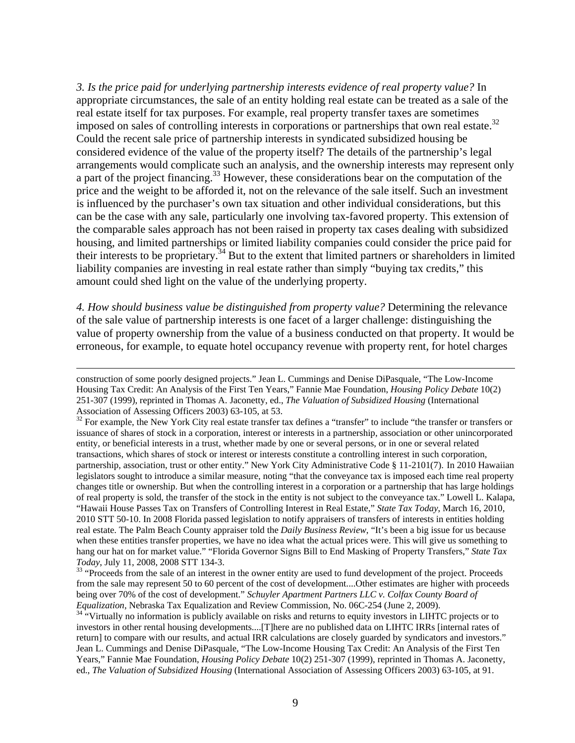*3. Is the price paid for underlying partnership interests evidence of real property value?* In appropriate circumstances, the sale of an entity holding real estate can be treated as a sale of the real estate itself for tax purposes. For example, real property transfer taxes are sometimes imposed on sales of controlling interests in corporations or partnerships that own real estate.[32] Could the recent sale price of partnership interests in syndicated subsidized housing be considered evidence of the value of the property itself? The details of the partnership's legal arrangements would complicate such an analysis, and the ownership interests may represent only a part of the project financing.[33] However, these considerations bear on the computation of the price and the weight to be afforded it, not on the relevance of the sale itself. Such an investment is influenced by the purchaser's own tax situation and other individual considerations, but this can be the case with any sale, particularly one involving tax-favored property. This extension of the comparable sales approach has not been raised in property tax cases dealing with subsidized housing, and limited partnerships or limited liability companies could consider the price paid for their interests to be proprietary.[34] But to the extent that limited partners or shareholders in limited liability companies are investing in real estate rather than simply "buying tax credits," this amount could shed light on the value of the underlying property.

*4. How should business value be distinguished from property value?* Determining the relevance of the sale value of partnership interests is one facet of a larger challenge: distinguishing the value of property ownership from the value of a business conducted on that property. It would be erroneous, for example, to equate hotel occupancy revenue with property rent, for hotel charges

---

construction of some poorly designed projects." Jean L. Cummings and Denise DiPasquale, "The Low-Income Housing Tax Credit: An Analysis of the First Ten Years," Fannie Mae Foundation, *Housing Policy Debate* 10(2) 251-307 (1999), reprinted in Thomas A. Jaconetty, ed., *The Valuation of Subsidized Housing* (International Association of Assessing Officers 2003) 63-105, at 53.

[32] For example, the New York City real estate transfer tax defines a "transfer" to include "the transfer or transfers or issuance of shares of stock in a corporation, interest or interests in a partnership, association or other unincorporated entity, or beneficial interests in a trust, whether made by one or several persons, or in one or several related transactions, which shares of stock or interest or interests constitute a controlling interest in such corporation, partnership, association, trust or other entity." New York City Administrative Code § 11-2101(7). In 2010 Hawaiian legislators sought to introduce a similar measure, noting "that the conveyance tax is imposed each time real property changes title or ownership. But when the controlling interest in a corporation or a partnership that has large holdings of real property is sold, the transfer of the stock in the entity is not subject to the conveyance tax." Lowell L. Kalapa, "Hawaii House Passes Tax on Transfers of Controlling Interest in Real Estate," *State Tax Today*, March 16, 2010, 2010 STT 50-10. In 2008 Florida passed legislation to notify appraisers of transfers of interests in entities holding real estate. The Palm Beach County appraiser told the *Daily Business Review*, "It's been a big issue for us because when these entities transfer properties, we have no idea what the actual prices were. This will give us something to hang our hat on for market value." "Florida Governor Signs Bill to End Masking of Property Transfers," *State Tax Today*, July 11, 2008, 2008 STT 134-3.

[33] "Proceeds from the sale of an interest in the owner entity are used to fund development of the project. Proceeds from the sale may represent 50 to 60 percent of the cost of development....Other estimates are higher with proceeds being over 70% of the cost of development." *Schuyler Apartment Partners LLC v. Colfax County Board of Equalization*, Nebraska Tax Equalization and Review Commission, No. 06C-254 (June 2, 2009).

[34] "Virtually no information is publicly available on risks and returns to equity investors in LIHTC projects or to investors in other rental housing developments....[T]here are no published data on LIHTC IRRs [internal rates of return] to compare with our results, and actual IRR calculations are closely guarded by syndicators and investors." Jean L. Cummings and Denise DiPasquale, "The Low-Income Housing Tax Credit: An Analysis of the First Ten Years," Fannie Mae Foundation, *Housing Policy Debate* 10(2) 251-307 (1999), reprinted in Thomas A. Jaconetty, ed., *The Valuation of Subsidized Housing* (International Association of Assessing Officers 2003) 63-105, at 91.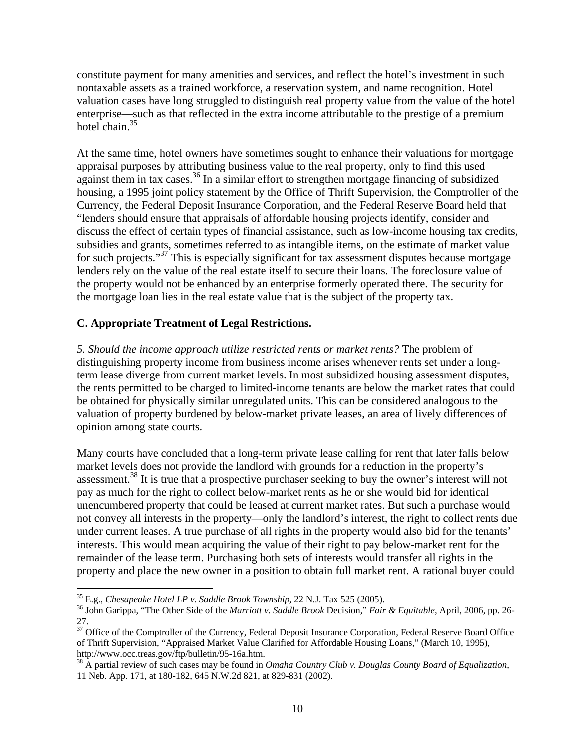constitute payment for many amenities and services, and reflect the hotel's investment in such nontaxable assets as a trained workforce, a reservation system, and name recognition. Hotel valuation cases have long struggled to distinguish real property value from the value of the hotel enterprise—such as that reflected in the extra income attributable to the prestige of a premium hotel chain.[35]

At the same time, hotel owners have sometimes sought to enhance their valuations for mortgage appraisal purposes by attributing business value to the real property, only to find this used against them in tax cases.[36] In a similar effort to strengthen mortgage financing of subsidized housing, a 1995 joint policy statement by the Office of Thrift Supervision, the Comptroller of the Currency, the Federal Deposit Insurance Corporation, and the Federal Reserve Board held that "lenders should ensure that appraisals of affordable housing projects identify, consider and discuss the effect of certain types of financial assistance, such as low-income housing tax credits, subsidies and grants, sometimes referred to as intangible items, on the estimate of market value for such projects."[37] This is especially significant for tax assessment disputes because mortgage lenders rely on the value of the real estate itself to secure their loans. The foreclosure value of the property would not be enhanced by an enterprise formerly operated there. The security for the mortgage loan lies in the real estate value that is the subject of the property tax.

### C. Appropriate Treatment of Legal Restrictions.

*5. Should the income approach utilize restricted rents or market rents?* The problem of distinguishing property income from business income arises whenever rents set under a long-term lease diverge from current market levels. In most subsidized housing assessment disputes, the rents permitted to be charged to limited-income tenants are below the market rates that could be obtained for physically similar unregulated units. This can be considered analogous to the valuation of property burdened by below-market private leases, an area of lively differences of opinion among state courts.

Many courts have concluded that a long-term private lease calling for rent that later falls below market levels does not provide the landlord with grounds for a reduction in the property's assessment.[38] It is true that a prospective purchaser seeking to buy the owner's interest will not pay as much for the right to collect below-market rents as he or she would bid for identical unencumbered property that could be leased at current market rates. But such a purchase would not convey all interests in the property—only the landlord's interest, the right to collect rents due under current leases. A true purchase of all rights in the property would also bid for the tenants' interests. This would mean acquiring the value of their right to pay below-market rent for the remainder of the lease term. Purchasing both sets of interests would transfer all rights in the property and place the new owner in a position to obtain full market rent. A rational buyer could

---

[35] E.g., *Chesapeake Hotel LP v. Saddle Brook Township*, 22 N.J. Tax 525 (2005).

[36] John Garippa, "The Other Side of the *Marriott v. Saddle Brook* Decision," *Fair & Equitable*, April, 2006, pp. 26-27.

[37] Office of the Comptroller of the Currency, Federal Deposit Insurance Corporation, Federal Reserve Board Office of Thrift Supervision, "Appraised Market Value Clarified for Affordable Housing Loans," (March 10, 1995), http://www.occ.treas.gov/ftp/bulletin/95-16a.htm.

[38] A partial review of such cases may be found in *Omaha Country Club v. Douglas County Board of Equalization*, 11 Neb. App. 171, at 180-182, 645 N.W.2d 821, at 829-831 (2002).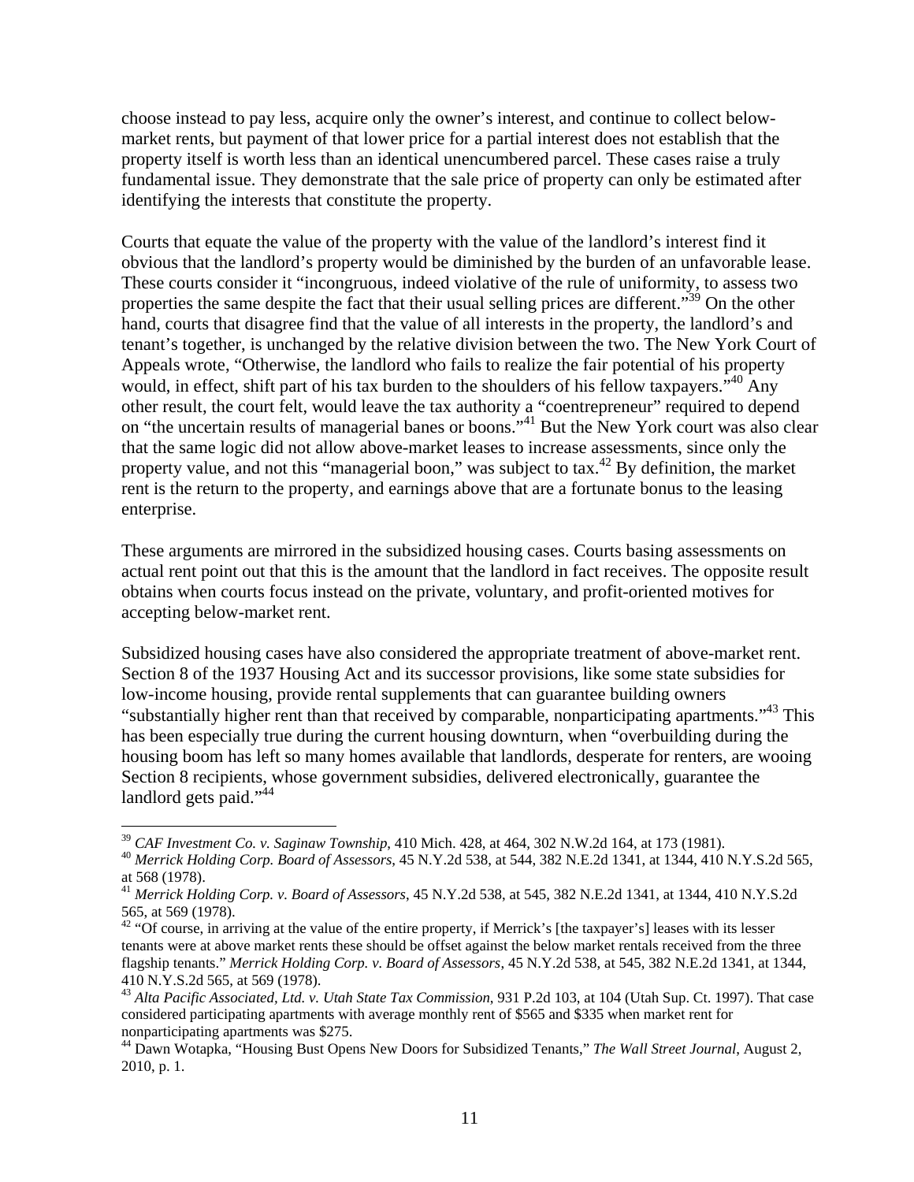choose instead to pay less, acquire only the owner's interest, and continue to collect below-market rents, but payment of that lower price for a partial interest does not establish that the property itself is worth less than an identical unencumbered parcel. These cases raise a truly fundamental issue. They demonstrate that the sale price of property can only be estimated after identifying the interests that constitute the property.

Courts that equate the value of the property with the value of the landlord's interest find it obvious that the landlord's property would be diminished by the burden of an unfavorable lease. These courts consider it "incongruous, indeed violative of the rule of uniformity, to assess two properties the same despite the fact that their usual selling prices are different."[39] On the other hand, courts that disagree find that the value of all interests in the property, the landlord's and tenant's together, is unchanged by the relative division between the two. The New York Court of Appeals wrote, "Otherwise, the landlord who fails to realize the fair potential of his property would, in effect, shift part of his tax burden to the shoulders of his fellow taxpayers."[40] Any other result, the court felt, would leave the tax authority a "coentrepreneur" required to depend on "the uncertain results of managerial banes or boons."[41] But the New York court was also clear that the same logic did not allow above-market leases to increase assessments, since only the property value, and not this "managerial boon," was subject to tax.[42] By definition, the market rent is the return to the property, and earnings above that are a fortunate bonus to the leasing enterprise.

These arguments are mirrored in the subsidized housing cases. Courts basing assessments on actual rent point out that this is the amount that the landlord in fact receives. The opposite result obtains when courts focus instead on the private, voluntary, and profit-oriented motives for accepting below-market rent.

Subsidized housing cases have also considered the appropriate treatment of above-market rent. Section 8 of the 1937 Housing Act and its successor provisions, like some state subsidies for low-income housing, provide rental supplements that can guarantee building owners "substantially higher rent than that received by comparable, nonparticipating apartments."[43] This has been especially true during the current housing downturn, when "overbuilding during the housing boom has left so many homes available that landlords, desperate for renters, are wooing Section 8 recipients, whose government subsidies, delivered electronically, guarantee the landlord gets paid."[44]

---

[39] *CAF Investment Co. v. Saginaw Township*, 410 Mich. 428, at 464, 302 N.W.2d 164, at 173 (1981).

[40] *Merrick Holding Corp. Board of Assessors*, 45 N.Y.2d 538, at 544, 382 N.E.2d 1341, at 1344, 410 N.Y.S.2d 565, at 568 (1978).

[41] *Merrick Holding Corp. v. Board of Assessors*, 45 N.Y.2d 538, at 545, 382 N.E.2d 1341, at 1344, 410 N.Y.S.2d 565, at 569 (1978).

[42] "Of course, in arriving at the value of the entire property, if Merrick's [the taxpayer's] leases with its lesser tenants were at above market rents these should be offset against the below market rentals received from the three flagship tenants." *Merrick Holding Corp. v. Board of Assessors*, 45 N.Y.2d 538, at 545, 382 N.E.2d 1341, at 1344, 410 N.Y.S.2d 565, at 569 (1978).

[43] *Alta Pacific Associated, Ltd. v. Utah State Tax Commission*, 931 P.2d 103, at 104 (Utah Sup. Ct. 1997). That case considered participating apartments with average monthly rent of $565 and $335 when market rent for nonparticipating apartments was $275.

[44] Dawn Wotapka, "Housing Bust Opens New Doors for Subsidized Tenants," *The Wall Street Journal*, August 2, 2010, p. 1.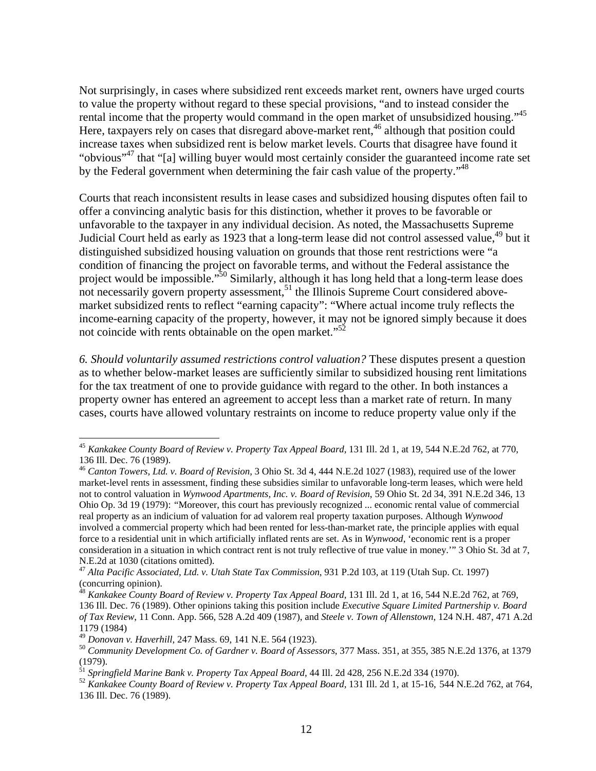Not surprisingly, in cases where subsidized rent exceeds market rent, owners have urged courts to value the property without regard to these special provisions, "and to instead consider the rental income that the property would command in the open market of unsubsidized housing."[45] Here, taxpayers rely on cases that disregard above-market rent,[46] although that position could increase taxes when subsidized rent is below market levels. Courts that disagree have found it "obvious"[47] that "[a] willing buyer would most certainly consider the guaranteed income rate set by the Federal government when determining the fair cash value of the property."[48]

Courts that reach inconsistent results in lease cases and subsidized housing disputes often fail to offer a convincing analytic basis for this distinction, whether it proves to be favorable or unfavorable to the taxpayer in any individual decision. As noted, the Massachusetts Supreme Judicial Court held as early as 1923 that a long-term lease did not control assessed value,[49] but it distinguished subsidized housing valuation on grounds that those rent restrictions were "a condition of financing the project on favorable terms, and without the Federal assistance the project would be impossible."[50] Similarly, although it has long held that a long-term lease does not necessarily govern property assessment,[51] the Illinois Supreme Court considered above-market subsidized rents to reflect "earning capacity": "Where actual income truly reflects the income-earning capacity of the property, however, it may not be ignored simply because it does not coincide with rents obtainable on the open market."[52]

*6. Should voluntarily assumed restrictions control valuation?* These disputes present a question as to whether below-market leases are sufficiently similar to subsidized housing rent limitations for the tax treatment of one to provide guidance with regard to the other. In both instances a property owner has entered an agreement to accept less than a market rate of return. In many cases, courts have allowed voluntary restraints on income to reduce property value only if the

---

[45] *Kankakee County Board of Review v. Property Tax Appeal Board*, 131 Ill. 2d 1, at 19, 544 N.E.2d 762, at 770, 136 Ill. Dec. 76 (1989).

[46] *Canton Towers, Ltd. v. Board of Revision*, 3 Ohio St. 3d 4, 444 N.E.2d 1027 (1983), required use of the lower market-level rents in assessment, finding these subsidies similar to unfavorable long-term leases, which were held not to control valuation in *Wynwood Apartments, Inc. v. Board of Revision*, 59 Ohio St. 2d 34, 391 N.E.2d 346, 13 Ohio Op. 3d 19 (1979): "Moreover, this court has previously recognized ... economic rental value of commercial real property as an indicium of valuation for ad valorem real property taxation purposes. Although *Wynwood* involved a commercial property which had been rented for less-than-market rate, the principle applies with equal force to a residential unit in which artificially inflated rents are set. As in *Wynwood*, 'economic rent is a proper consideration in a situation in which contract rent is not truly reflective of true value in money.'" 3 Ohio St. 3d at 7, N.E.2d at 1030 (citations omitted).

[47] *Alta Pacific Associated, Ltd. v. Utah State Tax Commission*, 931 P.2d 103, at 119 (Utah Sup. Ct. 1997) (concurring opinion).

[48] *Kankakee County Board of Review v. Property Tax Appeal Board*, 131 Ill. 2d 1, at 16, 544 N.E.2d 762, at 769, 136 Ill. Dec. 76 (1989). Other opinions taking this position include *Executive Square Limited Partnership v. Board of Tax Review*, 11 Conn. App. 566, 528 A.2d 409 (1987), and *Steele v. Town of Allenstown*, 124 N.H. 487, 471 A.2d 1179 (1984)

[49] *Donovan v. Haverhill*, 247 Mass. 69, 141 N.E. 564 (1923).

[50] *Community Development Co. of Gardner v. Board of Assessors*, 377 Mass. 351, at 355, 385 N.E.2d 1376, at 1379 (1979).

[51] *Springfield Marine Bank v. Property Tax Appeal Board*, 44 Ill. 2d 428, 256 N.E.2d 334 (1970).

[52] *Kankakee County Board of Review v. Property Tax Appeal Board*, 131 Ill. 2d 1, at 15-16, 544 N.E.2d 762, at 764, 136 Ill. Dec. 76 (1989).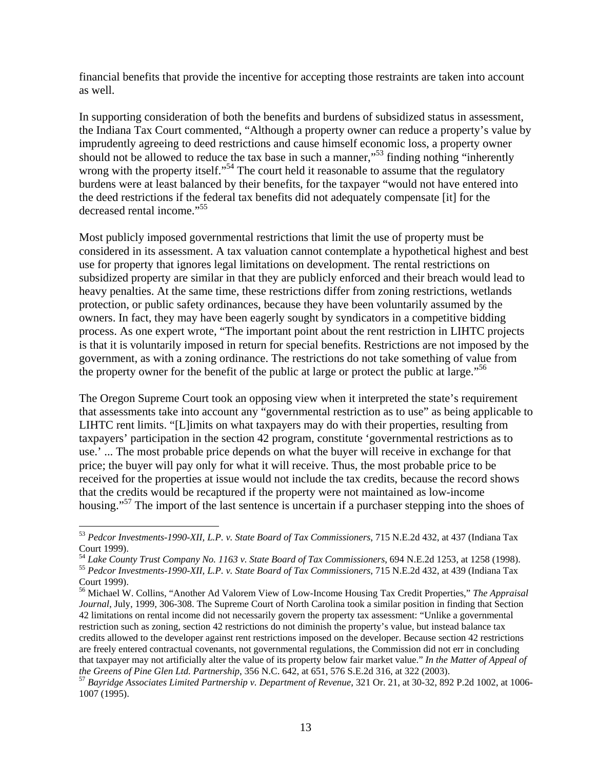financial benefits that provide the incentive for accepting those restraints are taken into account as well.

In supporting consideration of both the benefits and burdens of subsidized status in assessment, the Indiana Tax Court commented, "Although a property owner can reduce a property's value by imprudently agreeing to deed restrictions and cause himself economic loss, a property owner should not be allowed to reduce the tax base in such a manner,"[53] finding nothing "inherently wrong with the property itself."[54] The court held it reasonable to assume that the regulatory burdens were at least balanced by their benefits, for the taxpayer "would not have entered into the deed restrictions if the federal tax benefits did not adequately compensate [it] for the decreased rental income."[55]

Most publicly imposed governmental restrictions that limit the use of property must be considered in its assessment. A tax valuation cannot contemplate a hypothetical highest and best use for property that ignores legal limitations on development. The rental restrictions on subsidized property are similar in that they are publicly enforced and their breach would lead to heavy penalties. At the same time, these restrictions differ from zoning restrictions, wetlands protection, or public safety ordinances, because they have been voluntarily assumed by the owners. In fact, they may have been eagerly sought by syndicators in a competitive bidding process. As one expert wrote, "The important point about the rent restriction in LIHTC projects is that it is voluntarily imposed in return for special benefits. Restrictions are not imposed by the government, as with a zoning ordinance. The restrictions do not take something of value from the property owner for the benefit of the public at large or protect the public at large."[56]

The Oregon Supreme Court took an opposing view when it interpreted the state's requirement that assessments take into account any "governmental restriction as to use" as being applicable to LIHTC rent limits. "[L]imits on what taxpayers may do with their properties, resulting from taxpayers' participation in the section 42 program, constitute 'governmental restrictions as to use.' ... The most probable price depends on what the buyer will receive in exchange for that price; the buyer will pay only for what it will receive. Thus, the most probable price to be received for the properties at issue would not include the tax credits, because the record shows that the credits would be recaptured if the property were not maintained as low-income housing."[57] The import of the last sentence is uncertain if a purchaser stepping into the shoes of

---

[53] *Pedcor Investments-1990-XII, L.P. v. State Board of Tax Commissioners*, 715 N.E.2d 432, at 437 (Indiana Tax Court 1999).

[54] *Lake County Trust Company No. 1163 v. State Board of Tax Commissioners*, 694 N.E.2d 1253, at 1258 (1998).

[55] *Pedcor Investments-1990-XII, L.P. v. State Board of Tax Commissioners*, 715 N.E.2d 432, at 439 (Indiana Tax Court 1999).

[56] Michael W. Collins, "Another Ad Valorem View of Low-Income Housing Tax Credit Properties," *The Appraisal Journal*, July, 1999, 306-308. The Supreme Court of North Carolina took a similar position in finding that Section 42 limitations on rental income did not necessarily govern the property tax assessment: "Unlike a governmental restriction such as zoning, section 42 restrictions do not diminish the property's value, but instead balance tax credits allowed to the developer against rent restrictions imposed on the developer. Because section 42 restrictions are freely entered contractual covenants, not governmental regulations, the Commission did not err in concluding that taxpayer may not artificially alter the value of its property below fair market value." *In the Matter of Appeal of the Greens of Pine Glen Ltd. Partnership*, 356 N.C. 642, at 651, 576 S.E.2d 316, at 322 (2003).

[57] *Bayridge Associates Limited Partnership v. Department of Revenue*, 321 Or. 21, at 30-32, 892 P.2d 1002, at 1006-1007 (1995).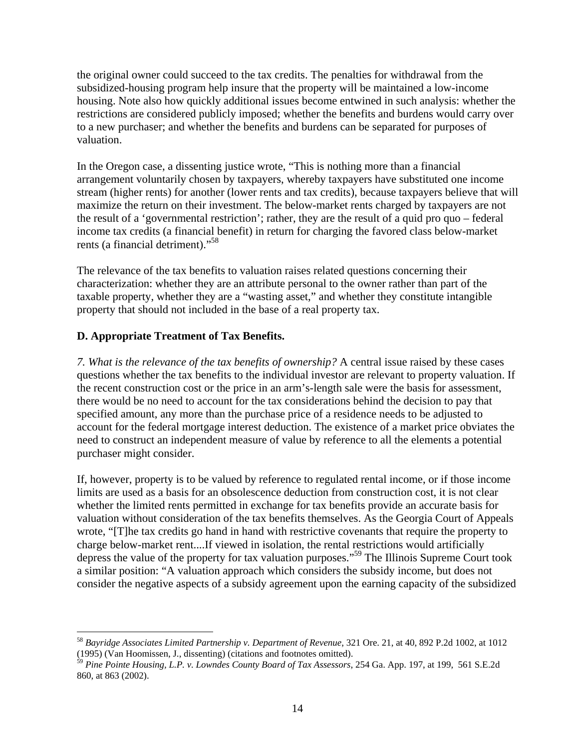the original owner could succeed to the tax credits. The penalties for withdrawal from the subsidized-housing program help insure that the property will be maintained a low-income housing. Note also how quickly additional issues become entwined in such analysis: whether the restrictions are considered publicly imposed; whether the benefits and burdens would carry over to a new purchaser; and whether the benefits and burdens can be separated for purposes of valuation.

In the Oregon case, a dissenting justice wrote, "This is nothing more than a financial arrangement voluntarily chosen by taxpayers, whereby taxpayers have substituted one income stream (higher rents) for another (lower rents and tax credits), because taxpayers believe that will maximize the return on their investment. The below-market rents charged by taxpayers are not the result of a 'governmental restriction'; rather, they are the result of a quid pro quo – federal income tax credits (a financial benefit) in return for charging the favored class below-market rents (a financial detriment)."[58]

The relevance of the tax benefits to valuation raises related questions concerning their characterization: whether they are an attribute personal to the owner rather than part of the taxable property, whether they are a "wasting asset," and whether they constitute intangible property that should not included in the base of a real property tax.

### D. Appropriate Treatment of Tax Benefits.

*7. What is the relevance of the tax benefits of ownership?* A central issue raised by these cases questions whether the tax benefits to the individual investor are relevant to property valuation. If the recent construction cost or the price in an arm's-length sale were the basis for assessment, there would be no need to account for the tax considerations behind the decision to pay that specified amount, any more than the purchase price of a residence needs to be adjusted to account for the federal mortgage interest deduction. The existence of a market price obviates the need to construct an independent measure of value by reference to all the elements a potential purchaser might consider.

If, however, property is to be valued by reference to regulated rental income, or if those income limits are used as a basis for an obsolescence deduction from construction cost, it is not clear whether the limited rents permitted in exchange for tax benefits provide an accurate basis for valuation without consideration of the tax benefits themselves. As the Georgia Court of Appeals wrote, "[T]he tax credits go hand in hand with restrictive covenants that require the property to charge below-market rent....If viewed in isolation, the rental restrictions would artificially depress the value of the property for tax valuation purposes."[59] The Illinois Supreme Court took a similar position: "A valuation approach which considers the subsidy income, but does not consider the negative aspects of a subsidy agreement upon the earning capacity of the subsidized

---

[58] *Bayridge Associates Limited Partnership v. Department of Revenue*, 321 Ore. 21, at 40, 892 P.2d 1002, at 1012 (1995) (Van Hoomissen, J., dissenting) (citations and footnotes omitted).

[59] *Pine Pointe Housing, L.P. v. Lowndes County Board of Tax Assessors*, 254 Ga. App. 197, at 199, 561 S.E.2d 860, at 863 (2002).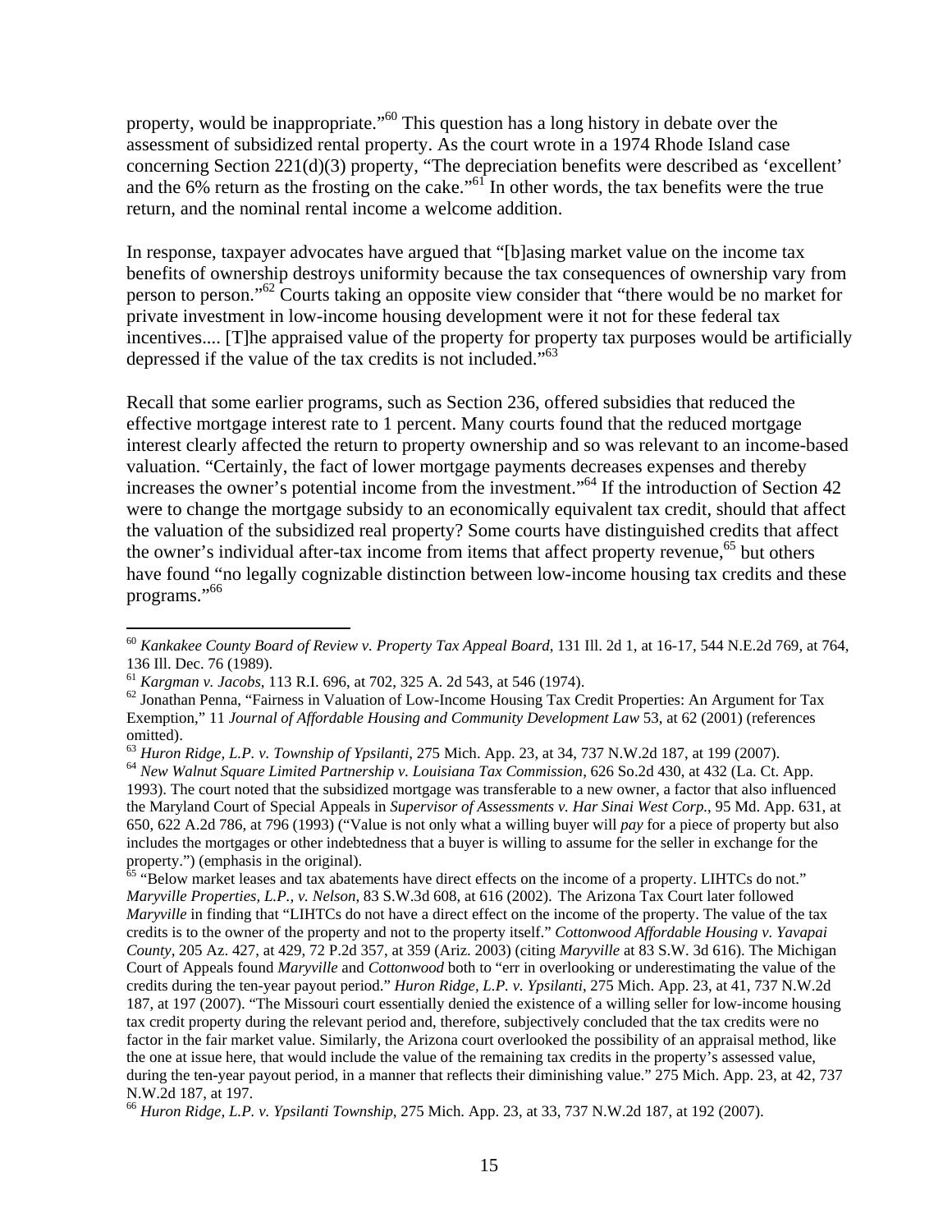property, would be inappropriate."[60] This question has a long history in debate over the assessment of subsidized rental property. As the court wrote in a 1974 Rhode Island case concerning Section 221(d)(3) property, "The depreciation benefits were described as 'excellent' and the 6% return as the frosting on the cake."[61] In other words, the tax benefits were the true return, and the nominal rental income a welcome addition.

In response, taxpayer advocates have argued that "[b]asing market value on the income tax benefits of ownership destroys uniformity because the tax consequences of ownership vary from person to person."[62] Courts taking an opposite view consider that "there would be no market for private investment in low-income housing development were it not for these federal tax incentives.... [T]he appraised value of the property for property tax purposes would be artificially depressed if the value of the tax credits is not included."[63]

Recall that some earlier programs, such as Section 236, offered subsidies that reduced the effective mortgage interest rate to 1 percent. Many courts found that the reduced mortgage interest clearly affected the return to property ownership and so was relevant to an income-based valuation. "Certainly, the fact of lower mortgage payments decreases expenses and thereby increases the owner's potential income from the investment."[64] If the introduction of Section 42 were to change the mortgage subsidy to an economically equivalent tax credit, should that affect the valuation of the subsidized real property? Some courts have distinguished credits that affect the owner's individual after-tax income from items that affect property revenue,[65] but others have found "no legally cognizable distinction between low-income housing tax credits and these programs."[66]

---

[60] *Kankakee County Board of Review v. Property Tax Appeal Board*, 131 Ill. 2d 1, at 16-17, 544 N.E.2d 769, at 764, 136 Ill. Dec. 76 (1989).

[61] *Kargman v. Jacobs*, 113 R.I. 696, at 702, 325 A. 2d 543, at 546 (1974).

[62] Jonathan Penna, "Fairness in Valuation of Low-Income Housing Tax Credit Properties: An Argument for Tax Exemption," 11 *Journal of Affordable Housing and Community Development Law* 53, at 62 (2001) (references omitted).

[63] *Huron Ridge, L.P. v. Township of Ypsilanti*, 275 Mich. App. 23, at 34, 737 N.W.2d 187, at 199 (2007).

[64] *New Walnut Square Limited Partnership v. Louisiana Tax Commission*, 626 So.2d 430, at 432 (La. Ct. App. 1993). The court noted that the subsidized mortgage was transferable to a new owner, a factor that also influenced the Maryland Court of Special Appeals in *Supervisor of Assessments v. Har Sinai West Corp.*, 95 Md. App. 631, at 650, 622 A.2d 786, at 796 (1993) ("Value is not only what a willing buyer will *pay* for a piece of property but also includes the mortgages or other indebtedness that a buyer is willing to assume for the seller in exchange for the property.") (emphasis in the original).

[65] "Below market leases and tax abatements have direct effects on the income of a property. LIHTCs do not." *Maryville Properties, L.P., v. Nelson*, 83 S.W.3d 608, at 616 (2002). The Arizona Tax Court later followed *Maryville* in finding that "LIHTCs do not have a direct effect on the income of the property. The value of the tax credits is to the owner of the property and not to the property itself." *Cottonwood Affordable Housing v. Yavapai County*, 205 Az. 427, at 429, 72 P.2d 357, at 359 (Ariz. 2003) (citing *Maryville* at 83 S.W. 3d 616). The Michigan Court of Appeals found *Maryville* and *Cottonwood* both to "err in overlooking or underestimating the value of the credits during the ten-year payout period." *Huron Ridge, L.P. v. Ypsilanti*, 275 Mich. App. 23, at 41, 737 N.W.2d 187, at 197 (2007). "The Missouri court essentially denied the existence of a willing seller for low-income housing tax credit property during the relevant period and, therefore, subjectively concluded that the tax credits were no factor in the fair market value. Similarly, the Arizona court overlooked the possibility of an appraisal method, like the one at issue here, that would include the value of the remaining tax credits in the property's assessed value, during the ten-year payout period, in a manner that reflects their diminishing value." 275 Mich. App. 23, at 42, 737 N.W.2d 187, at 197.

[66] *Huron Ridge, L.P. v. Ypsilanti Township*, 275 Mich. App. 23, at 33, 737 N.W.2d 187, at 192 (2007).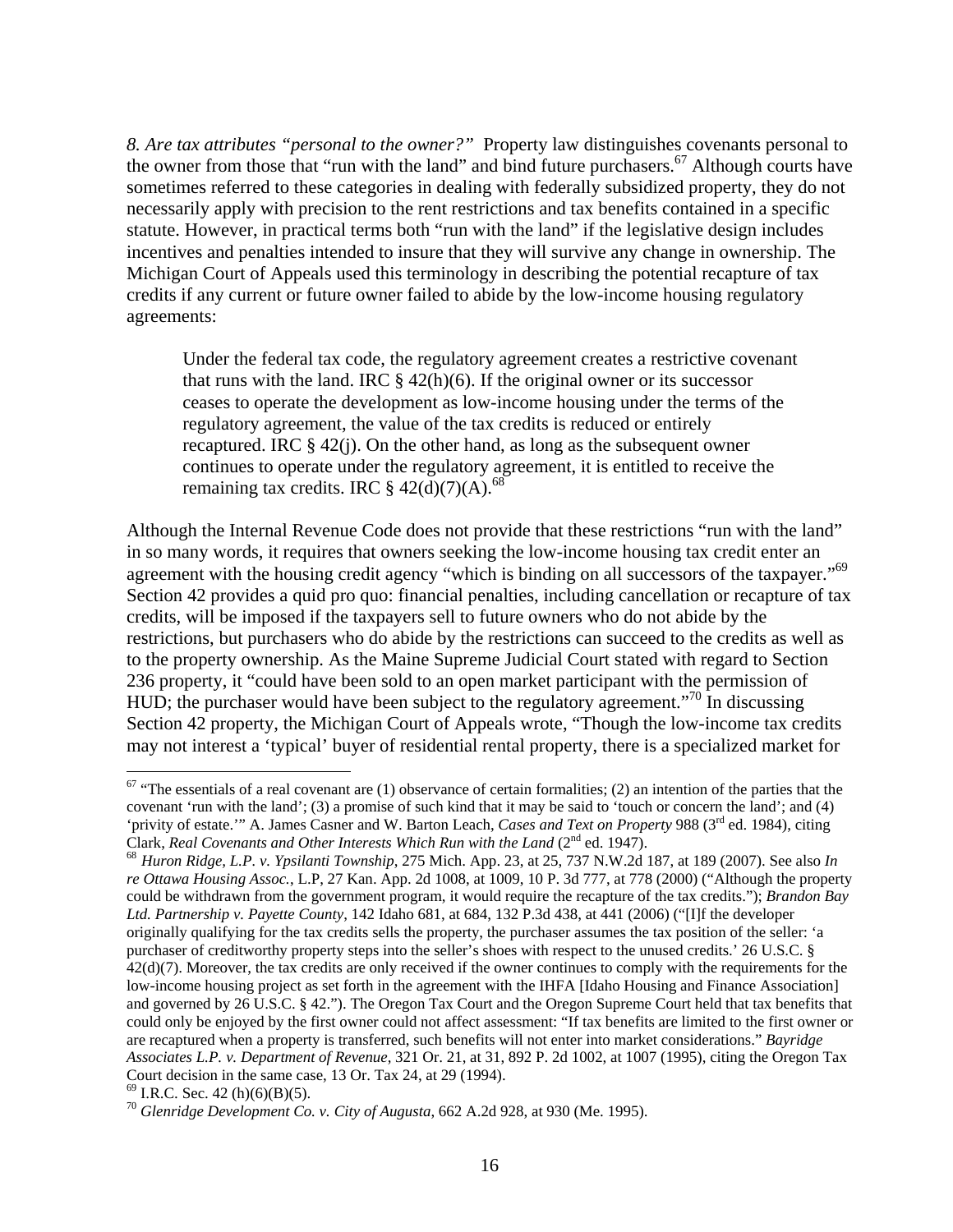*8. Are tax attributes "personal to the owner?"* Property law distinguishes covenants personal to the owner from those that "run with the land" and bind future purchasers.[67] Although courts have sometimes referred to these categories in dealing with federally subsidized property, they do not necessarily apply with precision to the rent restrictions and tax benefits contained in a specific statute. However, in practical terms both "run with the land" if the legislative design includes incentives and penalties intended to insure that they will survive any change in ownership. The Michigan Court of Appeals used this terminology in describing the potential recapture of tax credits if any current or future owner failed to abide by the low-income housing regulatory agreements:

> Under the federal tax code, the regulatory agreement creates a restrictive covenant that runs with the land. IRC § 42(h)(6). If the original owner or its successor ceases to operate the development as low-income housing under the terms of the regulatory agreement, the value of the tax credits is reduced or entirely recaptured. IRC § 42(j). On the other hand, as long as the subsequent owner continues to operate under the regulatory agreement, it is entitled to receive the remaining tax credits. IRC § 42(d)(7)(A).[68]

Although the Internal Revenue Code does not provide that these restrictions "run with the land" in so many words, it requires that owners seeking the low-income housing tax credit enter an agreement with the housing credit agency "which is binding on all successors of the taxpayer."[69] Section 42 provides a quid pro quo: financial penalties, including cancellation or recapture of tax credits, will be imposed if the taxpayers sell to future owners who do not abide by the restrictions, but purchasers who do abide by the restrictions can succeed to the credits as well as to the property ownership. As the Maine Supreme Judicial Court stated with regard to Section 236 property, it "could have been sold to an open market participant with the permission of HUD; the purchaser would have been subject to the regulatory agreement."[70] In discussing Section 42 property, the Michigan Court of Appeals wrote, "Though the low-income tax credits may not interest a 'typical' buyer of residential rental property, there is a specialized market for

---

[67] "The essentials of a real covenant are (1) observance of certain formalities; (2) an intention of the parties that the covenant 'run with the land'; (3) a promise of such kind that it may be said to 'touch or concern the land'; and (4) 'privity of estate.'" A. James Casner and W. Barton Leach, *Cases and Text on Property* 988 (3rd ed. 1984), citing Clark, *Real Covenants and Other Interests Which Run with the Land* (2nd ed. 1947).

[68] *Huron Ridge, L.P. v. Ypsilanti Township*, 275 Mich. App. 23, at 25, 737 N.W.2d 187, at 189 (2007). See also *In re Ottawa Housing Assoc.*, L.P, 27 Kan. App. 2d 1008, at 1009, 10 P. 3d 777, at 778 (2000) ("Although the property could be withdrawn from the government program, it would require the recapture of the tax credits."); *Brandon Bay Ltd. Partnership v. Payette County*, 142 Idaho 681, at 684, 132 P.3d 438, at 441 (2006) ("[I]f the developer originally qualifying for the tax credits sells the property, the purchaser assumes the tax position of the seller: 'a purchaser of creditworthy property steps into the seller's shoes with respect to the unused credits.' 26 U.S.C. § 42(d)(7). Moreover, the tax credits are only received if the owner continues to comply with the requirements for the low-income housing project as set forth in the agreement with the IHFA [Idaho Housing and Finance Association] and governed by 26 U.S.C. § 42."). The Oregon Tax Court and the Oregon Supreme Court held that tax benefits that could only be enjoyed by the first owner could not affect assessment: "If tax benefits are limited to the first owner or are recaptured when a property is transferred, such benefits will not enter into market considerations." *Bayridge Associates L.P. v. Department of Revenue*, 321 Or. 21, at 31, 892 P. 2d 1002, at 1007 (1995), citing the Oregon Tax Court decision in the same case, 13 Or. Tax 24, at 29 (1994).

[69] I.R.C. Sec. 42 (h)(6)(B)(5).

[70] *Glenridge Development Co. v. City of Augusta*, 662 A.2d 928, at 930 (Me. 1995).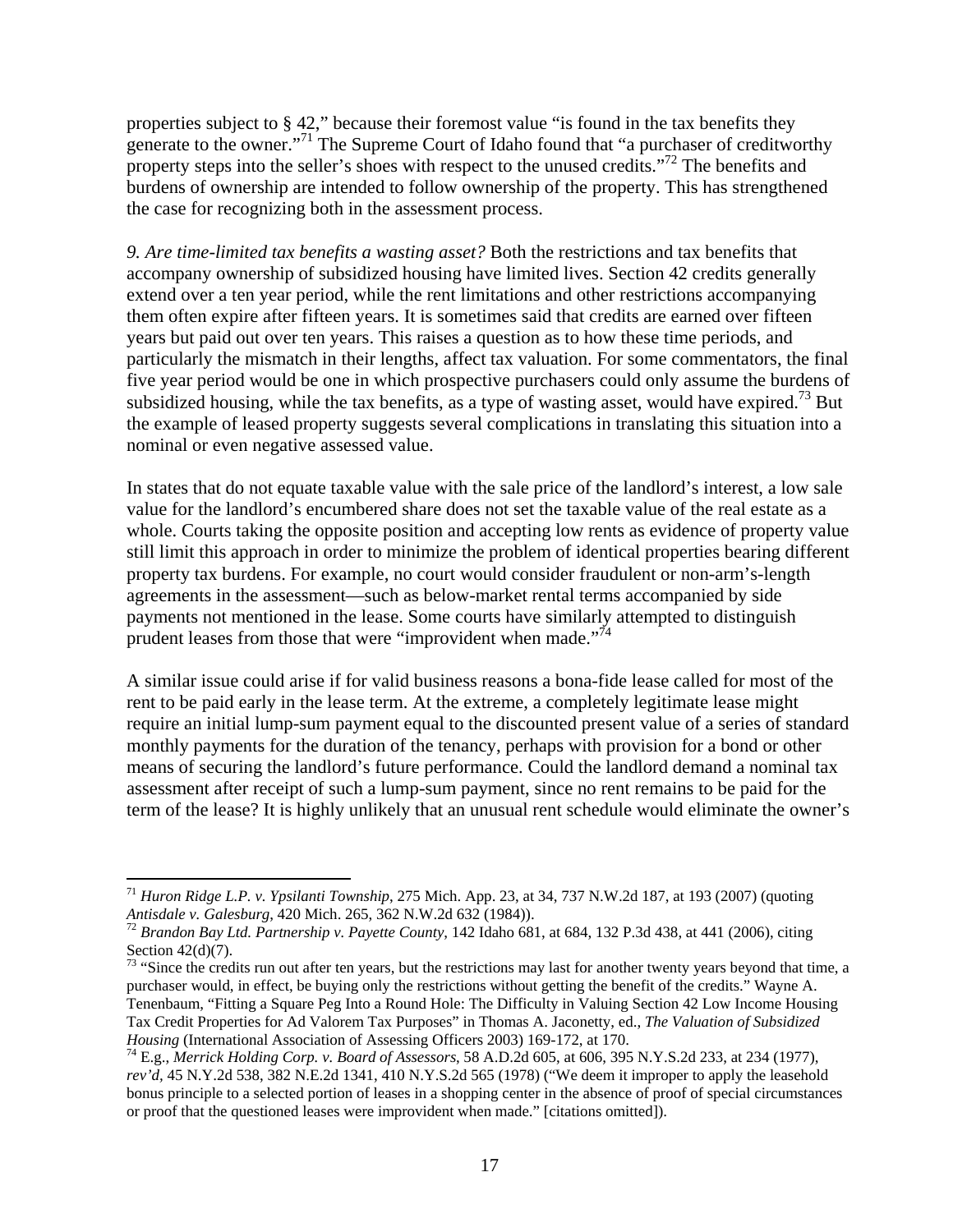properties subject to § 42," because their foremost value "is found in the tax benefits they generate to the owner."[71] The Supreme Court of Idaho found that "a purchaser of creditworthy property steps into the seller's shoes with respect to the unused credits."[72] The benefits and burdens of ownership are intended to follow ownership of the property. This has strengthened the case for recognizing both in the assessment process.

*9. Are time-limited tax benefits a wasting asset?* Both the restrictions and tax benefits that accompany ownership of subsidized housing have limited lives. Section 42 credits generally extend over a ten year period, while the rent limitations and other restrictions accompanying them often expire after fifteen years. It is sometimes said that credits are earned over fifteen years but paid out over ten years. This raises a question as to how these time periods, and particularly the mismatch in their lengths, affect tax valuation. For some commentators, the final five year period would be one in which prospective purchasers could only assume the burdens of subsidized housing, while the tax benefits, as a type of wasting asset, would have expired.[73] But the example of leased property suggests several complications in translating this situation into a nominal or even negative assessed value.

In states that do not equate taxable value with the sale price of the landlord's interest, a low sale value for the landlord's encumbered share does not set the taxable value of the real estate as a whole. Courts taking the opposite position and accepting low rents as evidence of property value still limit this approach in order to minimize the problem of identical properties bearing different property tax burdens. For example, no court would consider fraudulent or non-arm's-length agreements in the assessment—such as below-market rental terms accompanied by side payments not mentioned in the lease. Some courts have similarly attempted to distinguish prudent leases from those that were "improvident when made."[74]

A similar issue could arise if for valid business reasons a bona-fide lease called for most of the rent to be paid early in the lease term. At the extreme, a completely legitimate lease might require an initial lump-sum payment equal to the discounted present value of a series of standard monthly payments for the duration of the tenancy, perhaps with provision for a bond or other means of securing the landlord's future performance. Could the landlord demand a nominal tax assessment after receipt of such a lump-sum payment, since no rent remains to be paid for the term of the lease? It is highly unlikely that an unusual rent schedule would eliminate the owner's

---

[71] *Huron Ridge L.P. v. Ypsilanti Township*, 275 Mich. App. 23, at 34, 737 N.W.2d 187, at 193 (2007) (quoting *Antisdale v. Galesburg*, 420 Mich. 265, 362 N.W.2d 632 (1984)).

[72] *Brandon Bay Ltd. Partnership v. Payette County*, 142 Idaho 681, at 684, 132 P.3d 438, at 441 (2006), citing Section 42(d)(7).

[73] "Since the credits run out after ten years, but the restrictions may last for another twenty years beyond that time, a purchaser would, in effect, be buying only the restrictions without getting the benefit of the credits." Wayne A. Tenenbaum, "Fitting a Square Peg Into a Round Hole: The Difficulty in Valuing Section 42 Low Income Housing Tax Credit Properties for Ad Valorem Tax Purposes" in Thomas A. Jaconetty, ed., *The Valuation of Subsidized Housing* (International Association of Assessing Officers 2003) 169-172, at 170.

[74] E.g., *Merrick Holding Corp. v. Board of Assessors*, 58 A.D.2d 605, at 606, 395 N.Y.S.2d 233, at 234 (1977), *rev'd*, 45 N.Y.2d 538, 382 N.E.2d 1341, 410 N.Y.S.2d 565 (1978) ("We deem it improper to apply the leasehold bonus principle to a selected portion of leases in a shopping center in the absence of proof of special circumstances or proof that the questioned leases were improvident when made." [citations omitted]).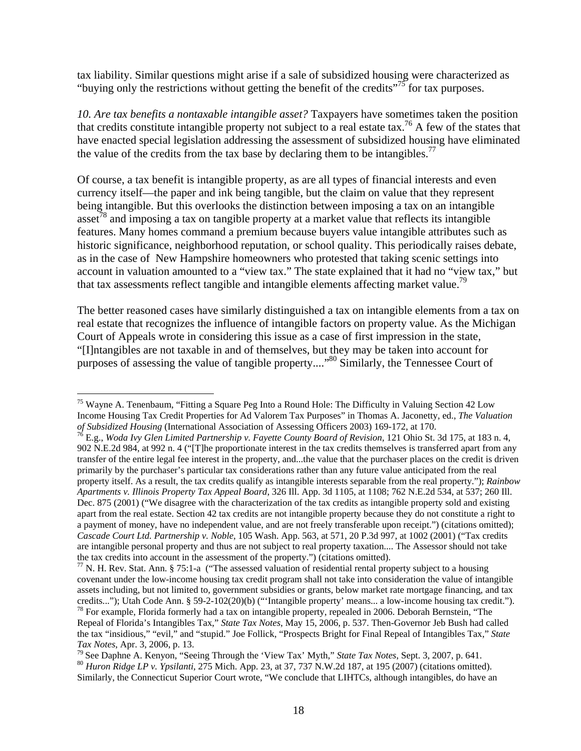tax liability. Similar questions might arise if a sale of subsidized housing were characterized as "buying only the restrictions without getting the benefit of the credits"[75] for tax purposes.

*10. Are tax benefits a nontaxable intangible asset?* Taxpayers have sometimes taken the position that credits constitute intangible property not subject to a real estate tax.[76] A few of the states that have enacted special legislation addressing the assessment of subsidized housing have eliminated the value of the credits from the tax base by declaring them to be intangibles.[77]

Of course, a tax benefit is intangible property, as are all types of financial interests and even currency itself—the paper and ink being tangible, but the claim on value that they represent being intangible. But this overlooks the distinction between imposing a tax on an intangible asset[78] and imposing a tax on tangible property at a market value that reflects its intangible features. Many homes command a premium because buyers value intangible attributes such as historic significance, neighborhood reputation, or school quality. This periodically raises debate, as in the case of New Hampshire homeowners who protested that taking scenic settings into account in valuation amounted to a "view tax." The state explained that it had no "view tax," but that tax assessments reflect tangible and intangible elements affecting market value.[79]

The better reasoned cases have similarly distinguished a tax on intangible elements from a tax on real estate that recognizes the influence of intangible factors on property value. As the Michigan Court of Appeals wrote in considering this issue as a case of first impression in the state, "[I]ntangibles are not taxable in and of themselves, but they may be taken into account for purposes of assessing the value of tangible property...."[80] Similarly, the Tennessee Court of

---

[75] Wayne A. Tenenbaum, "Fitting a Square Peg Into a Round Hole: The Difficulty in Valuing Section 42 Low Income Housing Tax Credit Properties for Ad Valorem Tax Purposes" in Thomas A. Jaconetty, ed., *The Valuation of Subsidized Housing* (International Association of Assessing Officers 2003) 169-172, at 170.

[76] E.g., *Woda Ivy Glen Limited Partnership v. Fayette County Board of Revision*, 121 Ohio St. 3d 175, at 183 n. 4, 902 N.E.2d 984, at 992 n. 4 ("[T]he proportionate interest in the tax credits themselves is transferred apart from any transfer of the entire legal fee interest in the property, and...the value that the purchaser places on the credit is driven primarily by the purchaser's particular tax considerations rather than any future value anticipated from the real property itself. As a result, the tax credits qualify as intangible interests separable from the real property."); *Rainbow Apartments v. Illinois Property Tax Appeal Board*, 326 Ill. App. 3d 1105, at 1108; 762 N.E.2d 534, at 537; 260 Ill. Dec. 875 (2001) ("We disagree with the characterization of the tax credits as intangible property sold and existing apart from the real estate. Section 42 tax credits are not intangible property because they do not constitute a right to a payment of money, have no independent value, and are not freely transferable upon receipt.") (citations omitted); *Cascade Court Ltd. Partnership v. Noble*, 105 Wash. App. 563, at 571, 20 P.3d 997, at 1002 (2001) ("Tax credits are intangible personal property and thus are not subject to real property taxation.... The Assessor should not take the tax credits into account in the assessment of the property.") (citations omitted).

[77] N. H. Rev. Stat. Ann. § 75:1-a ("The assessed valuation of residential rental property subject to a housing covenant under the low-income housing tax credit program shall not take into consideration the value of intangible assets including, but not limited to, government subsidies or grants, below market rate mortgage financing, and tax credits..."); Utah Code Ann. § 59-2-102(20)(b) ("'Intangible property' means... a low-income housing tax credit.").

[78] For example, Florida formerly had a tax on intangible property, repealed in 2006. Deborah Bernstein, "The Repeal of Florida's Intangibles Tax," *State Tax Notes*, May 15, 2006, p. 537. Then-Governor Jeb Bush had called the tax "insidious," "evil," and "stupid." Joe Follick, "Prospects Bright for Final Repeal of Intangibles Tax," *State Tax Notes*, Apr. 3, 2006, p. 13.

[79] See Daphne A. Kenyon, "Seeing Through the 'View Tax' Myth," *State Tax Notes*, Sept. 3, 2007, p. 641.

[80] *Huron Ridge LP v. Ypsilanti*, 275 Mich. App. 23, at 37, 737 N.W.2d 187, at 195 (2007) (citations omitted). Similarly, the Connecticut Superior Court wrote, "We conclude that LIHTCs, although intangibles, do have an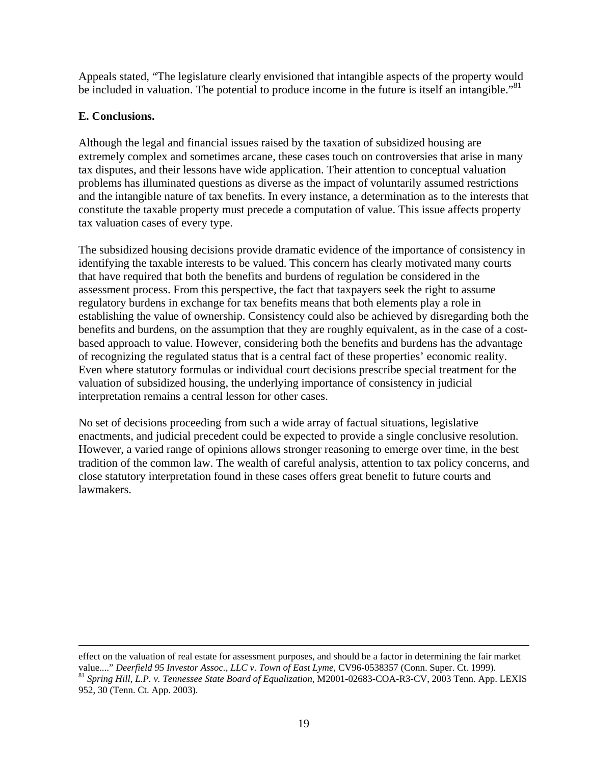Appeals stated, "The legislature clearly envisioned that intangible aspects of the property would be included in valuation. The potential to produce income in the future is itself an intangible."[81]

**E. Conclusions.**

Although the legal and financial issues raised by the taxation of subsidized housing are extremely complex and sometimes arcane, these cases touch on controversies that arise in many tax disputes, and their lessons have wide application. Their attention to conceptual valuation problems has illuminated questions as diverse as the impact of voluntarily assumed restrictions and the intangible nature of tax benefits. In every instance, a determination as to the interests that constitute the taxable property must precede a computation of value. This issue affects property tax valuation cases of every type.

The subsidized housing decisions provide dramatic evidence of the importance of consistency in identifying the taxable interests to be valued. This concern has clearly motivated many courts that have required that both the benefits and burdens of regulation be considered in the assessment process. From this perspective, the fact that taxpayers seek the right to assume regulatory burdens in exchange for tax benefits means that both elements play a role in establishing the value of ownership. Consistency could also be achieved by disregarding both the benefits and burdens, on the assumption that they are roughly equivalent, as in the case of a cost-based approach to value. However, considering both the benefits and burdens has the advantage of recognizing the regulated status that is a central fact of these properties' economic reality. Even where statutory formulas or individual court decisions prescribe special treatment for the valuation of subsidized housing, the underlying importance of consistency in judicial interpretation remains a central lesson for other cases.

No set of decisions proceeding from such a wide array of factual situations, legislative enactments, and judicial precedent could be expected to provide a single conclusive resolution. However, a varied range of opinions allows stronger reasoning to emerge over time, in the best tradition of the common law. The wealth of careful analysis, attention to tax policy concerns, and close statutory interpretation found in these cases offers great benefit to future courts and lawmakers.

---

effect on the valuation of real estate for assessment purposes, and should be a factor in determining the fair market value...." *Deerfield 95 Investor Assoc., LLC v. Town of East Lyme*, CV96-0538357 (Conn. Super. Ct. 1999).

[81] *Spring Hill, L.P. v. Tennessee State Board of Equalization*, M2001-02683-COA-R3-CV, 2003 Tenn. App. LEXIS 952, 30 (Tenn. Ct. App. 2003).